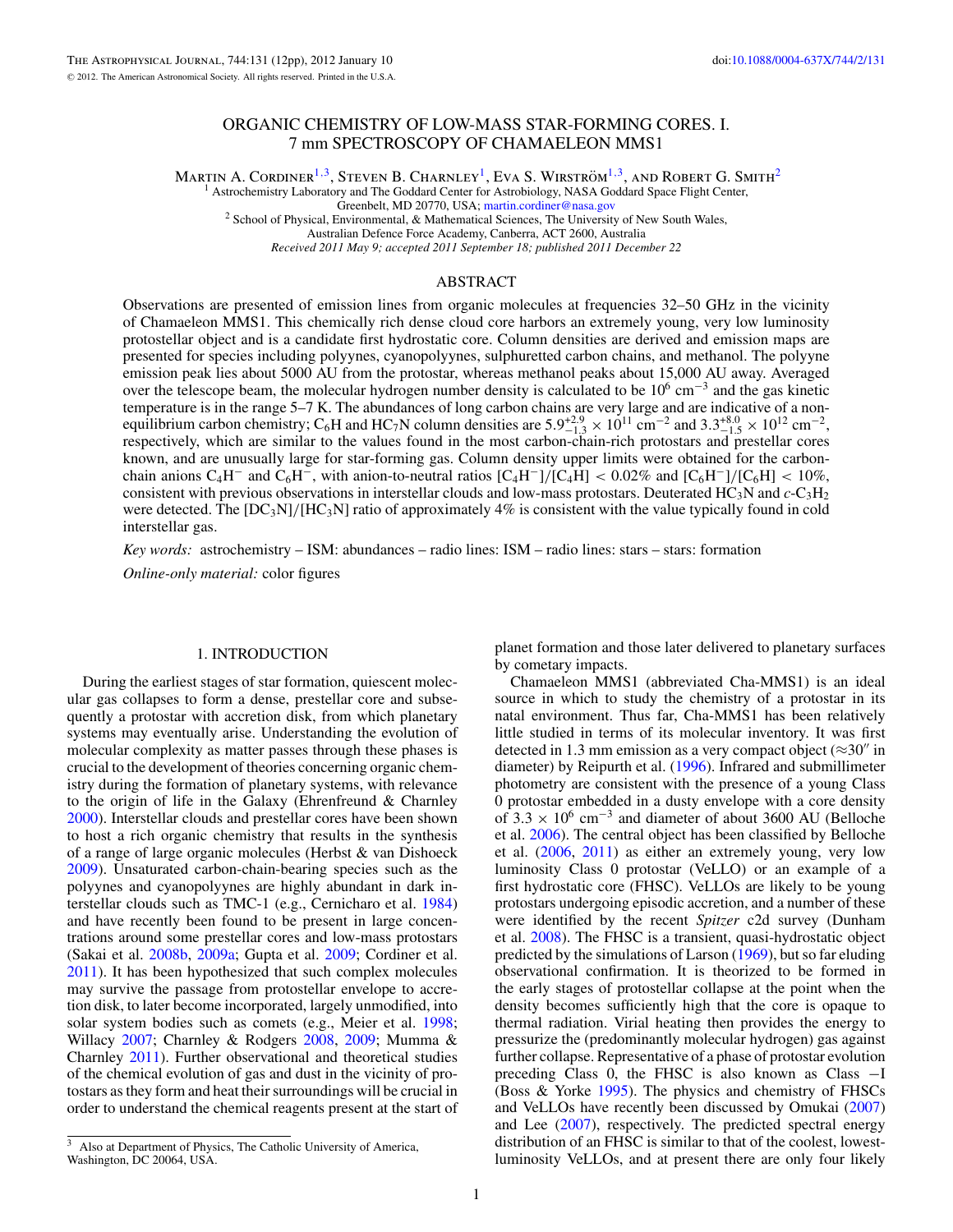# ORGANIC CHEMISTRY OF LOW-MASS STAR-FORMING CORES. I. 7 mm SPECTROSCOPY OF CHAMAELEON MMS1

Martin A. Cordiner[1,3], Steven B. Charnley[1], Eva S. Wirström[1,3], and Robert G. Smith[2]

[1] Astrochemistry Laboratory and The Goddard Center for Astrobiology, NASA Goddard Space Flight Center, Greenbelt, MD 20770, USA; martin.cordiner@nasa.gov

[2] School of Physical, Environmental, & Mathematical Sciences, The University of New South Wales, Australian Defence Force Academy, Canberra, ACT 2600, Australia

*Received 2011 May 9; accepted 2011 September 18; published 2011 December 22*

## ABSTRACT

Observations are presented of emission lines from organic molecules at frequencies 32–50 GHz in the vicinity of Chamaeleon MMS1. This chemically rich dense cloud core harbors an extremely young, very low luminosity protostellar object and is a candidate first hydrostatic core. Column densities are derived and emission maps are presented for species including polyynes, cyanopolyynes, sulphuretted carbon chains, and methanol. The polyyne emission peak lies about 5000 AU from the protostar, whereas methanol peaks about 15,000 AU away. Averaged over the telescope beam, the molecular hydrogen number density is calculated to be $10^6$ cm$^{-3}$ and the gas kinetic temperature is in the range 5–7 K. The abundances of long carbon chains are very large and are indicative of a non-equilibrium carbon chemistry; $C_6H$ and $HC_7N$ column densities are $5.9^{+2.9}_{-1.3} \times 10^{11}$ cm$^{-2}$ and $3.3^{+8.0}_{-1.5} \times 10^{12}$ cm$^{-2}$, respectively, which are similar to the values found in the most carbon-chain-rich protostars and prestellar cores known, and are unusually large for star-forming gas. Column density upper limits were obtained for the carbon-chain anions $C_4H^-$ and $C_6H^-$, with anion-to-neutral ratios $[C_4H^-]/[C_4H] < 0.02\%$ and $[C_6H^-]/[C_6H] < 10\%$, consistent with previous observations in interstellar clouds and low-mass protostars. Deuterated $HC_3N$ and $c$-$C_3H_2$ were detected. The $[DC_3N]/[HC_3N]$ ratio of approximately 4% is consistent with the value typically found in cold interstellar gas.

*Key words:* astrochemistry – ISM: abundances – radio lines: ISM – radio lines: stars – stars: formation

*Online-only material:* color figures

## 1. INTRODUCTION

During the earliest stages of star formation, quiescent molecular gas collapses to form a dense, prestellar core and subsequently a protostar with accretion disk, from which planetary systems may eventually arise. Understanding the evolution of molecular complexity as matter passes through these phases is crucial to the development of theories concerning organic chemistry during the formation of planetary systems, with relevance to the origin of life in the Galaxy (Ehrenfreund & Charnley 2000). Interstellar clouds and prestellar cores have been shown to host a rich organic chemistry that results in the synthesis of a range of large organic molecules (Herbst & van Dishoeck 2009). Unsaturated carbon-chain-bearing species such as the polyynes and cyanopolyynes are highly abundant in dark interstellar clouds such as TMC-1 (e.g., Cernicharo et al. 1984) and have recently been found to be present in large concentrations around some prestellar cores and low-mass protostars (Sakai et al. 2008b, 2009a; Gupta et al. 2009; Cordiner et al. 2011). It has been hypothesized that such complex molecules may survive the passage from protostellar envelope to accretion disk, to later become incorporated, largely unmodified, into solar system bodies such as comets (e.g., Meier et al. 1998; Willacy 2007; Charnley & Rodgers 2008, 2009; Mumma & Charnley 2011). Further observational and theoretical studies of the chemical evolution of gas and dust in the vicinity of protostars as they form and heat their surroundings will be crucial in order to understand the chemical reagents present at the start of planet formation and those later delivered to planetary surfaces by cometary impacts.

Chamaeleon MMS1 (abbreviated Cha-MMS1) is an ideal source in which to study the chemistry of a protostar in its natal environment. Thus far, Cha-MMS1 has been relatively little studied in terms of its molecular inventory. It was first detected in 1.3 mm emission as a very compact object (≈30″ in diameter) by Reipurth et al. (1996). Infrared and submillimeter photometry are consistent with the presence of a young Class 0 protostar embedded in a dusty envelope with a core density of $3.3 \times 10^6$ cm$^{-3}$ and diameter of about 3600 AU (Belloche et al. 2006). The central object has been classified by Belloche et al. (2006, 2011) as either an extremely young, very low luminosity Class 0 protostar (VeLLO) or an example of a first hydrostatic core (FHSC). VeLLOs are likely to be young protostars undergoing episodic accretion, and a number of these were identified by the recent *Spitzer* c2d survey (Dunham et al. 2008). The FHSC is a transient, quasi-hydrostatic object predicted by the simulations of Larson (1969), but so far eluding observational confirmation. It is theorized to be formed in the early stages of protostellar collapse at the point when the density becomes sufficiently high that the core is opaque to thermal radiation. Virial heating then provides the energy to pressurize the (predominantly molecular hydrogen) gas against further collapse. Representative of a phase of protostar evolution preceding Class 0, the FHSC is also known as Class −I (Boss & Yorke 1995). The physics and chemistry of FHSCs and VeLLOs have recently been discussed by Omukai (2007) and Lee (2007), respectively. The predicted spectral energy distribution of an FHSC is similar to that of the coolest, lowest-luminosity VeLLOs, and at present there are only four likely

[3] Also at Department of Physics, The Catholic University of America, Washington, DC 20064, USA.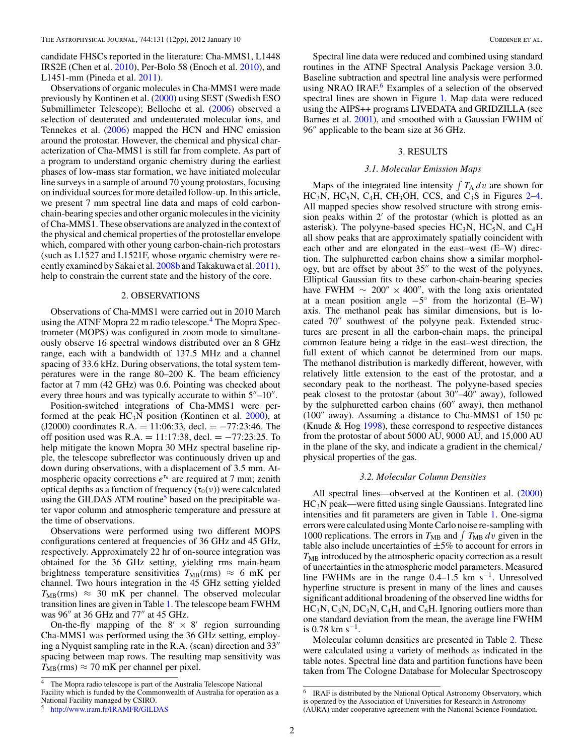candidate FHSCs reported in the literature: Cha-MMS1, L1448 IRS2E (Chen et al. 2010), Per-Bolo 58 (Enoch et al. 2010), and L1451-mm (Pineda et al. 2011).

Observations of organic molecules in Cha-MMS1 were made previously by Kontinen et al. (2000) using SEST (Swedish ESO Submillimeter Telescope); Belloche et al. (2006) observed a selection of deuterated and undeuterated molecular ions, and Tennekes et al. (2006) mapped the HCN and HNC emission around the protostar. However, the chemical and physical characterization of Cha-MMS1 is still far from complete. As part of a program to understand organic chemistry during the earliest phases of low-mass star formation, we have initiated molecular line surveys in a sample of around 70 young protostars, focusing on individual sources for more detailed follow-up. In this article, we present 7 mm spectral line data and maps of cold carbon-chain-bearing species and other organic molecules in the vicinity of Cha-MMS1. These observations are analyzed in the context of the physical and chemical properties of the protostellar envelope which, compared with other young carbon-chain-rich protostars (such as L1527 and L1521F, whose organic chemistry were recently examined by Sakai et al. 2008b and Takakuwa et al. 2011), help to constrain the current state and the history of the core.

## 2. OBSERVATIONS

Observations of Cha-MMS1 were carried out in 2010 March using the ATNF Mopra 22 m radio telescope.[4] The Mopra Spectrometer (MOPS) was configured in zoom mode to simultaneously observe 16 spectral windows distributed over an 8 GHz range, each with a bandwidth of 137.5 MHz and a channel spacing of 33.6 kHz. During observations, the total system temperatures were in the range 80–200 K. The beam efficiency factor at 7 mm (42 GHz) was 0.6. Pointing was checked about every three hours and was typically accurate to within 5″–10″.

Position-switched integrations of Cha-MMS1 were performed at the peak $HC_3N$ position (Kontinen et al. 2000), at (J2000) coordinates R.A. = 11:06:33, decl. = −77:23:46. The off position used was R.A. = 11:17:38, decl. = −77:23:25. To help mitigate the known Mopra 30 MHz spectral baseline ripple, the telescope subreflector was continuously driven up and down during observations, with a displacement of 3.5 mm. Atmospheric opacity corrections $e^{\tau_0}$ are required at 7 mm; zenith optical depths as a function of frequency ($\tau_0(\nu)$) were calculated using the GILDAS ATM routine[5] based on the precipitable water vapor column and atmospheric temperature and pressure at the time of observations.

Observations were performed using two different MOPS configurations centered at frequencies of 36 GHz and 45 GHz, respectively. Approximately 22 hr of on-source integration was obtained for the 36 GHz setting, yielding rms main-beam brightness temperature sensitivities $T_{\rm MB}$(rms) ≈ 6 mK per channel. Two hours integration in the 45 GHz setting yielded $T_{\rm MB}$(rms) ≈ 30 mK per channel. The observed molecular transition lines are given in Table 1. The telescope beam FWHM was 96″ at 36 GHz and 77″ at 45 GHz.

On-the-fly mapping of the 8′ × 8′ region surrounding Cha-MMS1 was performed using the 36 GHz setting, employing a Nyquist sampling rate in the R.A. (scan) direction and 33″ spacing between map rows. The resulting map sensitivity was $T_{\rm MB}$(rms) ≈ 70 mK per channel per pixel.

Spectral line data were reduced and combined using standard routines in the ATNF Spectral Analysis Package version 3.0. Baseline subtraction and spectral line analysis were performed using NRAO IRAF.[6] Examples of a selection of the observed spectral lines are shown in Figure 1. Map data were reduced using the AIPS++ programs LIVEDATA and GRIDZILLA (see Barnes et al. 2001), and smoothed with a Gaussian FWHM of 96″ applicable to the beam size at 36 GHz.

## 3. RESULTS

### 3.1. Molecular Emission Maps

Maps of the integrated line intensity $\int T_{\rm A}\, dv$ are shown for $HC_3N$, $HC_5N$, $C_4H$, $CH_3OH$, CCS, and $C_3S$ in Figures 2–4. All mapped species show resolved structure with strong emission peaks within 2′ of the protostar (which is plotted as an asterisk). The polyyne-based species $HC_3N$, $HC_5N$, and $C_4H$ all show peaks that are approximately spatially coincident with each other and are elongated in the east–west (E–W) direction. The sulphuretted carbon chains show a similar morphology, but are offset by about 35″ to the west of the polyynes. Elliptical Gaussian fits to these carbon-chain-bearing species have FWHM ∼ 200″ × 400″, with the long axis orientated at a mean position angle −5° from the horizontal (E–W) axis. The methanol peak has similar dimensions, but is located 70″ southwest of the polyyne peak. Extended structures are present in all the carbon-chain maps, the principal common feature being a ridge in the east–west direction, the full extent of which cannot be determined from our maps. The methanol distribution is markedly different, however, with relatively little extension to the east of the protostar, and a secondary peak to the northeast. The polyyne-based species peak closest to the protostar (about 30″–40″ away), followed by the sulphuretted carbon chains (60″ away), then methanol (100″ away). Assuming a distance to Cha-MMS1 of 150 pc (Knude & Hog 1998), these correspond to respective distances from the protostar of about 5000 AU, 9000 AU, and 15,000 AU in the plane of the sky, and indicate a gradient in the chemical/physical properties of the gas.

### 3.2. Molecular Column Densities

All spectral lines—observed at the Kontinen et al. (2000) $HC_3N$ peak—were fitted using single Gaussians. Integrated line intensities and fit parameters are given in Table 1. One-sigma errors were calculated using Monte Carlo noise re-sampling with 1000 replications. The errors in $T_{\rm MB}$ and $\int T_{\rm MB}\, dv$ given in the table also include uncertainties of ±5% to account for errors in $T_{\rm MB}$ introduced by the atmospheric opacity correction as a result of uncertainties in the atmospheric model parameters. Measured line FWHMs are in the range 0.4–1.5 km s$^{-1}$. Unresolved hyperfine structure is present in many of the lines and causes significant additional broadening of the observed line widths for $HC_3N$, $C_3N$, $DC_3N$, $C_4H$, and $C_6H$. Ignoring outliers more than one standard deviation from the mean, the average line FWHM is 0.78 km s$^{-1}$.

Molecular column densities are presented in Table 2. These were calculated using a variety of methods as indicated in the table notes. Spectral line data and partition functions have been taken from The Cologne Database for Molecular Spectroscopy

[4] The Mopra radio telescope is part of the Australia Telescope National Facility which is funded by the Commonwealth of Australia for operation as a National Facility managed by CSIRO.

[5] http://www.iram.fr/IRAMFR/GILDAS

[6] IRAF is distributed by the National Optical Astronomy Observatory, which is operated by the Association of Universities for Research in Astronomy (AURA) under cooperative agreement with the National Science Foundation.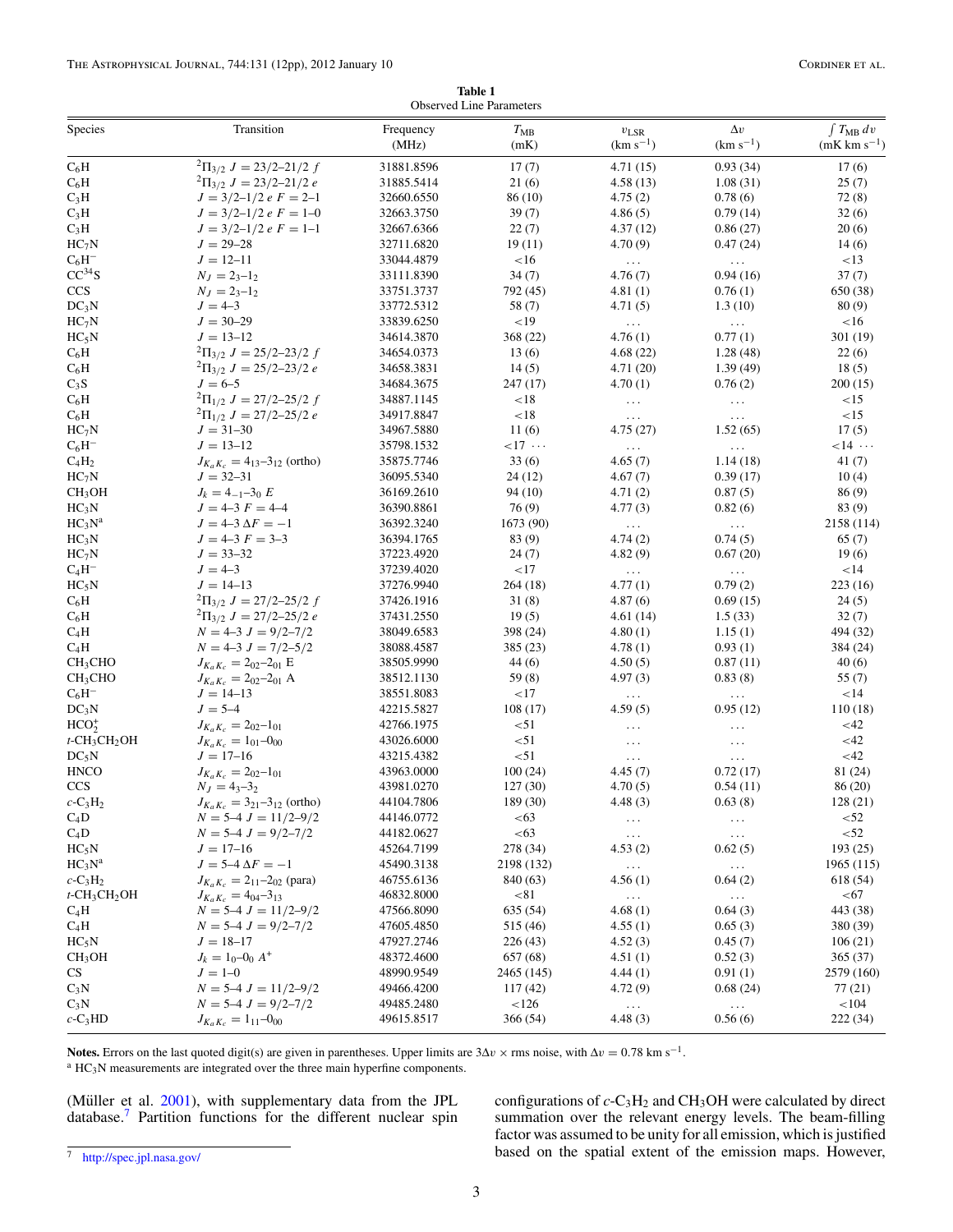**Table 1**
Observed Line Parameters

| Species | Transition | Frequency (MHz) | $T_{MB}$ (mK) | $v_{LSR}$ (km s$^{-1}$) | $\Delta v$ (km s$^{-1}$) | $\int T_{MB}\,dv$ (mK km s$^{-1}$) |
|---|---|---|---|---|---|---|
| $C_6H$ | $^2\Pi_{3/2}$ $J = 23/2$–$21/2$ $f$ | 31881.8596 | 17 (7) | 4.71 (15) | 0.93 (34) | 17 (6) |
| $C_6H$ | $^2\Pi_{3/2}$ $J = 23/2$–$21/2$ $e$ | 31885.5414 | 21 (6) | 4.58 (13) | 1.08 (31) | 25 (7) |
| $C_3H$ | $J = 3/2$–$1/2$ $e$ $F = 2$–$1$ | 32660.6550 | 86 (10) | 4.75 (2) | 0.78 (6) | 72 (8) |
| $C_3H$ | $J = 3/2$–$1/2$ $e$ $F = 1$–$0$ | 32663.3750 | 39 (7) | 4.86 (5) | 0.79 (14) | 32 (6) |
| $C_3H$ | $J = 3/2$–$1/2$ $e$ $F = 1$–$1$ | 32667.6366 | 22 (7) | 4.37 (12) | 0.86 (27) | 20 (6) |
| $HC_7N$ | $J = 29$–$28$ | 32711.6820 | 19 (11) | 4.70 (9) | 0.47 (24) | 14 (6) |
| $C_6H^-$ | $J = 12$–$11$ | 33044.4879 | <16 | ... | ... | <13 |
| $CC^{34}S$ | $N_J = 2_3$–$1_2$ | 33111.8390 | 34 (7) | 4.76 (7) | 0.94 (16) | 37 (7) |
| CCS | $N_J = 2_3$–$1_2$ | 33751.3737 | 792 (45) | 4.81 (1) | 0.76 (1) | 650 (38) |
| $DC_3N$ | $J = 4$–$3$ | 33772.5312 | 58 (7) | 4.71 (5) | 1.3 (10) | 80 (9) |
| $HC_7N$ | $J = 30$–$29$ | 33839.6250 | <19 | ... | ... | <16 |
| $HC_5N$ | $J = 13$–$12$ | 34614.3870 | 368 (22) | 4.76 (1) | 0.77 (1) | 301 (19) |
| $C_6H$ | $^2\Pi_{3/2}$ $J = 25/2$–$23/2$ $f$ | 34654.0373 | 13 (6) | 4.68 (22) | 1.28 (48) | 22 (6) |
| $C_6H$ | $^2\Pi_{3/2}$ $J = 25/2$–$23/2$ $e$ | 34658.3831 | 14 (5) | 4.71 (20) | 1.39 (49) | 18 (5) |
| $C_3S$ | $J = 6$–$5$ | 34684.3675 | 247 (17) | 4.70 (1) | 0.76 (2) | 200 (15) |
| $C_6H$ | $^2\Pi_{1/2}$ $J = 27/2$–$25/2$ $f$ | 34887.1145 | <18 | ... | ... | <15 |
| $C_6H$ | $^2\Pi_{1/2}$ $J = 27/2$–$25/2$ $e$ | 34917.8847 | <18 | ... | ... | <15 |
| $HC_7N$ | $J = 31$–$30$ | 34967.5880 | 11 (6) | 4.75 (27) | 1.52 (65) | 17 (5) |
| $C_6H^-$ | $J = 13$–$12$ | 35798.1532 | <17 ... | ... | ... | <14 ... |
| $C_4H_2$ | $J_{K_aK_c} = 4_{13}$–$3_{12}$ (ortho) | 35875.7746 | 33 (6) | 4.65 (7) | 1.14 (18) | 41 (7) |
| $HC_7N$ | $J = 32$–$31$ | 36095.5340 | 24 (12) | 4.67 (7) | 0.39 (17) | 10 (4) |
| $CH_3OH$ | $J_k = 4_{-1}$–$3_0$ $E$ | 36169.2610 | 94 (10) | 4.71 (2) | 0.87 (5) | 86 (9) |
| $HC_3N$ | $J = 4$–$3$ $F = 4$–$4$ | 36390.8861 | 76 (9) | 4.77 (3) | 0.82 (6) | 83 (9) |
| $HC_3N$[a] | $J = 4$–$3$ $\Delta F = -1$ | 36392.3240 | 1673 (90) | ... | ... | 2158 (114) |
| $HC_3N$ | $J = 4$–$3$ $F = 3$–$3$ | 36394.1765 | 83 (9) | 4.74 (2) | 0.74 (5) | 65 (7) |
| $HC_7N$ | $J = 33$–$32$ | 37223.4920 | 24 (7) | 4.82 (9) | 0.67 (20) | 19 (6) |
| $C_4H^-$ | $J = 4$–$3$ | 37239.4020 | <17 | ... | ... | <14 |
| $HC_5N$ | $J = 14$–$13$ | 37276.9940 | 264 (18) | 4.77 (1) | 0.79 (2) | 223 (16) |
| $C_6H$ | $^2\Pi_{3/2}$ $J = 27/2$–$25/2$ $f$ | 37426.1916 | 31 (8) | 4.87 (6) | 0.69 (15) | 24 (5) |
| $C_6H$ | $^2\Pi_{3/2}$ $J = 27/2$–$25/2$ $e$ | 37431.2550 | 19 (5) | 4.61 (14) | 1.5 (33) | 32 (7) |
| $C_4H$ | $N = 4$–$3$ $J = 9/2$–$7/2$ | 38049.6583 | 398 (24) | 4.80 (1) | 1.15 (1) | 494 (32) |
| $C_4H$ | $N = 4$–$3$ $J = 7/2$–$5/2$ | 38088.4587 | 385 (23) | 4.78 (1) | 0.93 (1) | 384 (24) |
| $CH_3CHO$ | $J_{K_aK_c} = 2_{02}$–$2_{01}$ E | 38505.9990 | 44 (6) | 4.50 (5) | 0.87 (11) | 40 (6) |
| $CH_3CHO$ | $J_{K_aK_c} = 2_{02}$–$2_{01}$ A | 38512.1130 | 59 (8) | 4.97 (3) | 0.83 (8) | 55 (7) |
| $C_6H^-$ | $J = 14$–$13$ | 38551.8083 | <17 | ... | ... | <14 |
| $DC_3N$ | $J = 5$–$4$ | 42215.5827 | 108 (17) | 4.59 (5) | 0.95 (12) | 110 (18) |
| $HCO_2^+$ | $J_{K_aK_c} = 2_{02}$–$1_{01}$ | 42766.1975 | <51 | ... | ... | <42 |
| $t$-$CH_3CH_2OH$ | $J_{K_aK_c} = 1_{01}$–$0_{00}$ | 43026.6000 | <51 | ... | ... | <42 |
| $DC_5N$ | $J = 17$–$16$ | 43215.4382 | <51 | ... | ... | <42 |
| HNCO | $J_{K_aK_c} = 2_{02}$–$1_{01}$ | 43963.0000 | 100 (24) | 4.45 (7) | 0.72 (17) | 81 (24) |
| CCS | $N_J = 4_3$–$3_2$ | 43981.0270 | 127 (30) | 4.70 (5) | 0.54 (11) | 86 (20) |
| $c$-$C_3H_2$ | $J_{K_aK_c} = 3_{21}$–$3_{12}$ (ortho) | 44104.7806 | 189 (30) | 4.48 (3) | 0.63 (8) | 128 (21) |
| $C_4D$ | $N = 5$–$4$ $J = 11/2$–$9/2$ | 44146.0772 | <63 | ... | ... | <52 |
| $C_4D$ | $N = 5$–$4$ $J = 9/2$–$7/2$ | 44182.0627 | <63 | ... | ... | <52 |
| $HC_5N$ | $J = 17$–$16$ | 45264.7199 | 278 (34) | 4.53 (2) | 0.62 (5) | 193 (25) |
| $HC_3N$[a] | $J = 5$–$4$ $\Delta F = -1$ | 45490.3138 | 2198 (132) | ... | ... | 1965 (115) |
| $c$-$C_3H_2$ | $J_{K_aK_c} = 2_{11}$–$2_{02}$ (para) | 46755.6136 | 840 (63) | 4.56 (1) | 0.64 (2) | 618 (54) |
| $t$-$CH_3CH_2OH$ | $J_{K_aK_c} = 4_{04}$–$3_{13}$ | 46832.8000 | <81 | ... | ... | <67 |
| $C_4H$ | $N = 5$–$4$ $J = 11/2$–$9/2$ | 47566.8090 | 635 (54) | 4.68 (1) | 0.64 (3) | 443 (38) |
| $C_4H$ | $N = 5$–$4$ $J = 9/2$–$7/2$ | 47605.4850 | 515 (46) | 4.55 (1) | 0.65 (3) | 380 (39) |
| $HC_5N$ | $J = 18$–$17$ | 47927.2746 | 226 (43) | 4.52 (3) | 0.45 (7) | 106 (21) |
| $CH_3OH$ | $J_k = 1_0$–$0_0$ $A^+$ | 48372.4600 | 657 (68) | 4.51 (1) | 0.52 (3) | 365 (37) |
| CS | $J = 1$–$0$ | 48990.9549 | 2465 (145) | 4.44 (1) | 0.91 (1) | 2579 (160) |
| $C_3N$ | $N = 5$–$4$ $J = 11/2$–$9/2$ | 49466.4200 | 117 (42) | 4.72 (9) | 0.68 (24) | 77 (21) |
| $C_3N$ | $N = 5$–$4$ $J = 9/2$–$7/2$ | 49485.2480 | <126 | ... | ... | <104 |
| $c$-$C_3HD$ | $J_{K_aK_c} = 1_{11}$–$0_{00}$ | 49615.8517 | 366 (54) | 4.48 (3) | 0.56 (6) | 222 (34) |

**Notes.** Errors on the last quoted digit(s) are given in parentheses. Upper limits are $3\Delta v \times$ rms noise, with $\Delta v = 0.78$ km s$^{-1}$.
[a] $HC_3N$ measurements are integrated over the three main hyperfine components.

(Müller et al. 2001), with supplementary data from the JPL database.[7] Partition functions for the different nuclear spin configurations of $c$-$C_3H_2$ and $CH_3OH$ were calculated by direct summation over the relevant energy levels. The beam-filling factor was assumed to be unity for all emission, which is justified based on the spatial extent of the emission maps. However,

[7] http://spec.jpl.nasa.gov/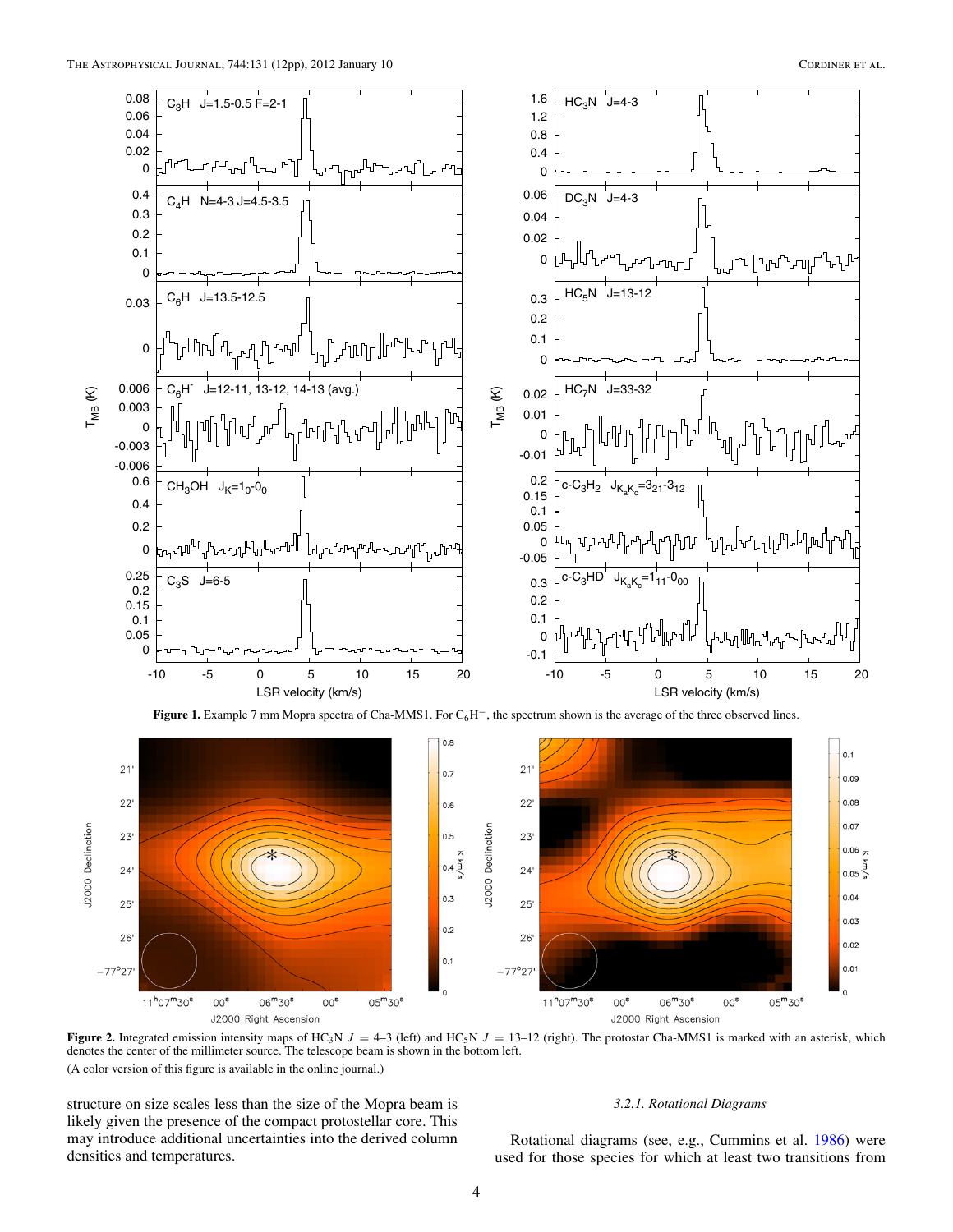**Figure 1.** Example 7 mm Mopra spectra of Cha-MMS1. For $C_6H^-$, the spectrum shown is the average of the three observed lines.

**Figure 2.** Integrated emission intensity maps of $HC_3N$ $J = 4$–3 (left) and $HC_5N$ $J = 13$–12 (right). The protostar Cha-MMS1 is marked with an asterisk, which denotes the center of the millimeter source. The telescope beam is shown in the bottom left.

(A color version of this figure is available in the online journal.)

structure on size scales less than the size of the Mopra beam is likely given the presence of the compact protostellar core. This may introduce additional uncertainties into the derived column densities and temperatures.

#### *3.2.1. Rotational Diagrams*

Rotational diagrams (see, e.g., Cummins et al. 1986) were used for those species for which at least two transitions from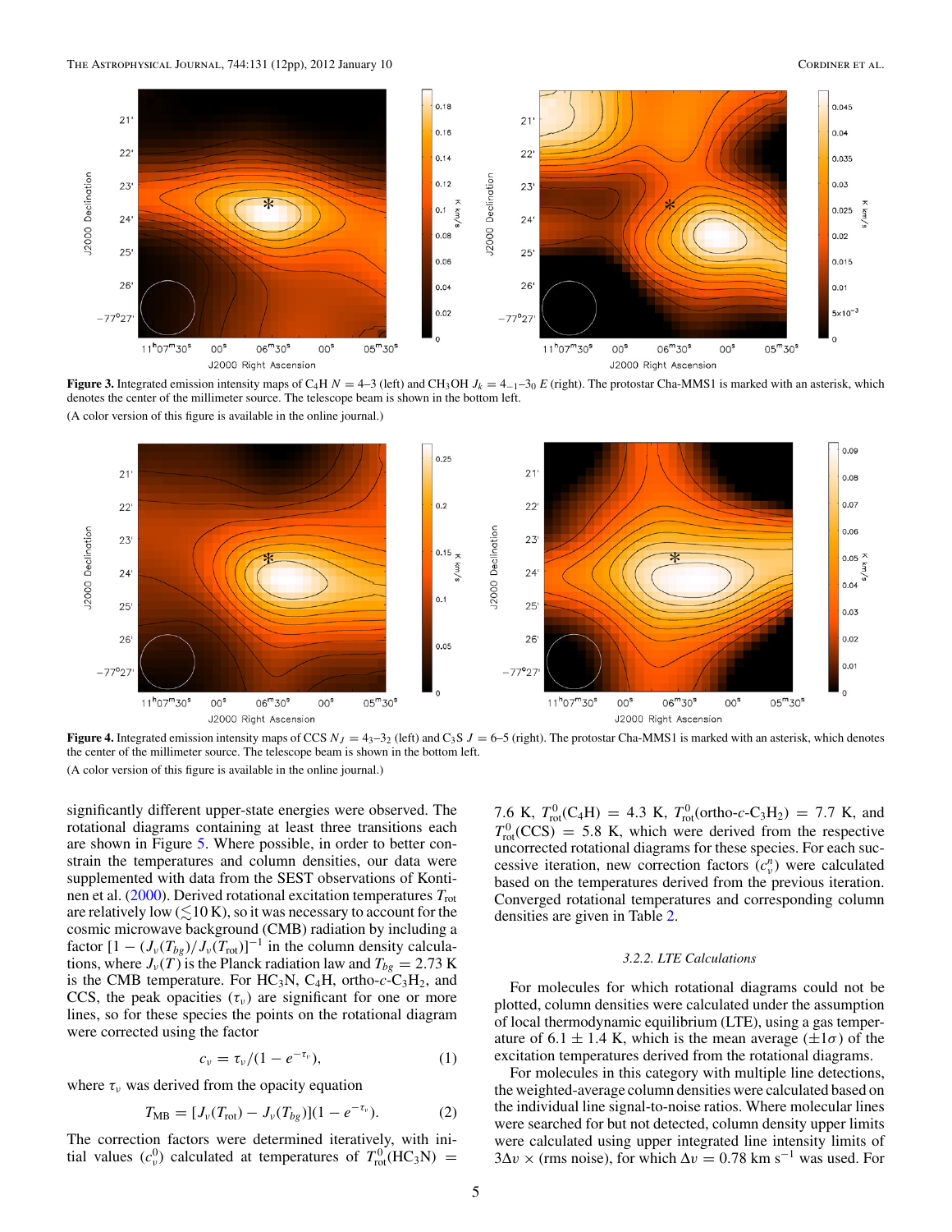**Figure 3.** Integrated emission intensity maps of $C_4H$ $N = 4$–3 (left) and $CH_3OH$ $J_k = 4_{-1}$–$3_0$ $E$ (right). The protostar Cha-MMS1 is marked with an asterisk, which denotes the center of the millimeter source. The telescope beam is shown in the bottom left.

(A color version of this figure is available in the online journal.)

**Figure 4.** Integrated emission intensity maps of CCS $N_J = 4_3$–$3_2$ (left) and $C_3S$ $J = 6$–5 (right). The protostar Cha-MMS1 is marked with an asterisk, which denotes the center of the millimeter source. The telescope beam is shown in the bottom left.

(A color version of this figure is available in the online journal.)

significantly different upper-state energies were observed. The rotational diagrams containing at least three transitions each are shown in Figure 5. Where possible, in order to better constrain the temperatures and column densities, our data were supplemented with data from the SEST observations of Kontinen et al. (2000). Derived rotational excitation temperatures $T_{\rm rot}$ are relatively low ($\lesssim$10 K), so it was necessary to account for the cosmic microwave background (CMB) radiation by including a factor $[1 - (J_\nu(T_{bg})/J_\nu(T_{\rm rot})]^{-1}$ in the column density calculations, where $J_\nu(T)$ is the Planck radiation law and $T_{bg} = 2.73$ K is the CMB temperature. For $HC_3N$, $C_4H$, ortho-$c$-$C_3H_2$, and CCS, the peak opacities ($\tau_\nu$) are significant for one or more lines, so for these species the points on the rotational diagram were corrected using the factor

$$c_\nu = \tau_\nu/(1 - e^{-\tau_\nu}), \tag{1}$$

where $\tau_\nu$ was derived from the opacity equation

$$T_{\rm MB} = [J_\nu(T_{\rm rot}) - J_\nu(T_{bg})](1 - e^{-\tau_\nu}). \tag{2}$$

The correction factors were determined iteratively, with initial values ($c_\nu^0$) calculated at temperatures of $T^0_{\rm rot}(HC_3N) = 7.6$ K, $T^0_{\rm rot}(C_4H) = 4.3$ K, $T^0_{\rm rot}$(ortho-$c$-$C_3H_2$) = 7.7 K, and $T^0_{\rm rot}$(CCS) = 5.8 K, which were derived from the respective uncorrected rotational diagrams for these species. For each successive iteration, new correction factors ($c_\nu^n$) were calculated based on the temperatures derived from the previous iteration. Converged rotational temperatures and corresponding column densities are given in Table 2.

#### 3.2.2. LTE Calculations

For molecules for which rotational diagrams could not be plotted, column densities were calculated under the assumption of local thermodynamic equilibrium (LTE), using a gas temperature of $6.1 \pm 1.4$ K, which is the mean average ($\pm 1\sigma$) of the excitation temperatures derived from the rotational diagrams.

For molecules in this category with multiple line detections, the weighted-average column densities were calculated based on the individual line signal-to-noise ratios. Where molecular lines were searched for but not detected, column density upper limits were calculated using upper integrated line intensity limits of $3\Delta v$ × (rms noise), for which $\Delta v = 0.78$ km s$^{-1}$ was used. For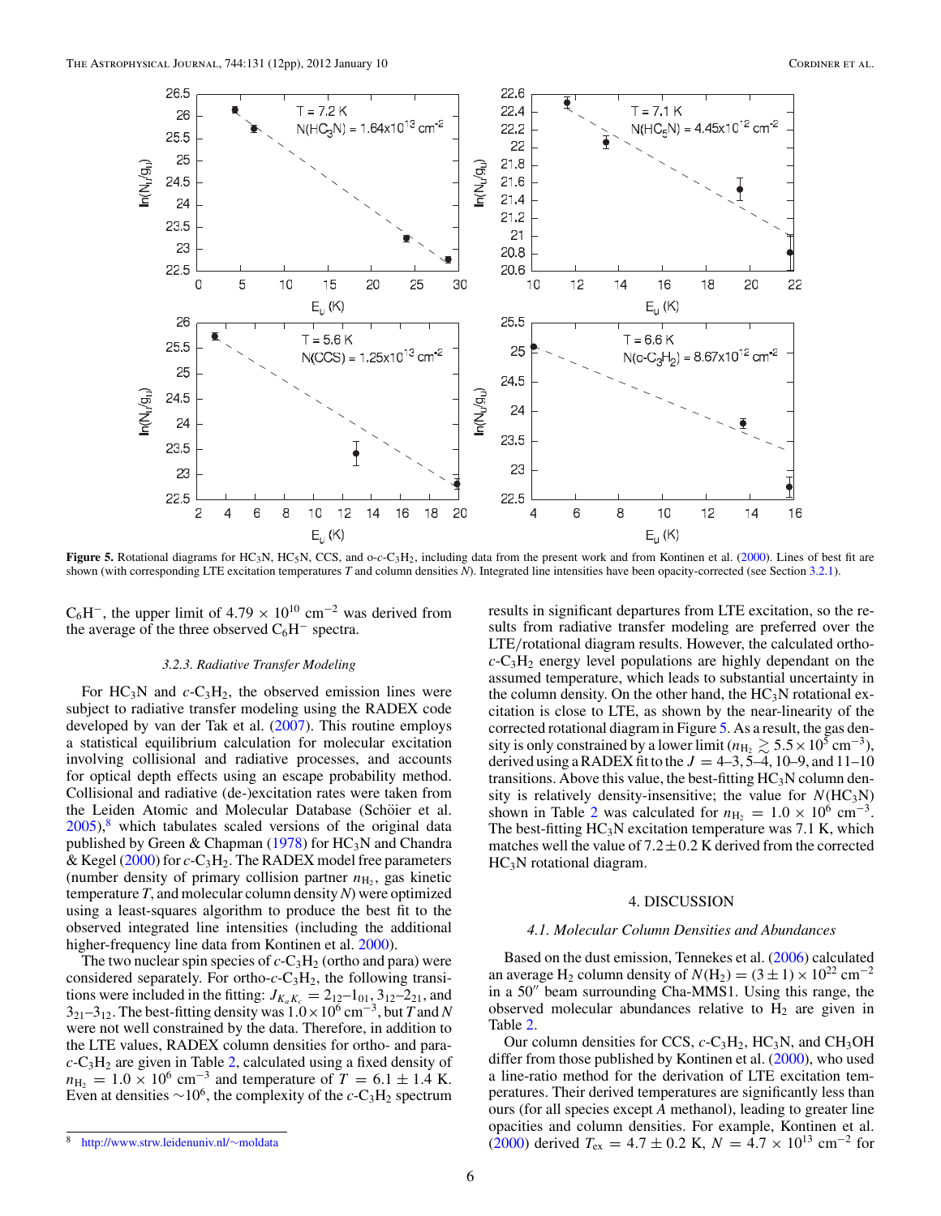**Figure 5.** Rotational diagrams for $HC_3N$, $HC_5N$, CCS, and o-$c$-$C_3H_2$, including data from the present work and from Kontinen et al. (2000). Lines of best fit are shown (with corresponding LTE excitation temperatures $T$ and column densities $N$). Integrated line intensities have been opacity-corrected (see Section 3.2.1).

$C_6H^-$, the upper limit of $4.79 \times 10^{10}$ cm$^{-2}$ was derived from the average of the three observed $C_6H^-$ spectra.

#### 3.2.3. Radiative Transfer Modeling

For $HC_3N$ and $c$-$C_3H_2$, the observed emission lines were subject to radiative transfer modeling using the RADEX code developed by van der Tak et al. (2007). This routine employs a statistical equilibrium calculation for molecular excitation involving collisional and radiative processes, and accounts for optical depth effects using an escape probability method. Collisional and radiative (de-)excitation rates were taken from the Leiden Atomic and Molecular Database (Schöier et al. 2005),[8] which tabulates scaled versions of the original data published by Green & Chapman (1978) for $HC_3N$ and Chandra & Kegel (2000) for $c$-$C_3H_2$. The RADEX model free parameters (number density of primary collision partner $n_{H_2}$, gas kinetic temperature $T$, and molecular column density $N$) were optimized using a least-squares algorithm to produce the best fit to the observed integrated line intensities (including the additional higher-frequency line data from Kontinen et al. 2000).

The two nuclear spin species of $c$-$C_3H_2$ (ortho and para) were considered separately. For ortho-$c$-$C_3H_2$, the following transitions were included in the fitting: $J_{K_a K_c} = 2_{12}$–$1_{01}$, $3_{12}$–$2_{21}$, and $3_{21}$–$3_{12}$. The best-fitting density was $1.0 \times 10^6$ cm$^{-3}$, but $T$ and $N$ were not well constrained by the data. Therefore, in addition to the LTE values, RADEX column densities for ortho- and para-$c$-$C_3H_2$ are given in Table 2, calculated using a fixed density of $n_{H_2} = 1.0 \times 10^6$ cm$^{-3}$ and temperature of $T = 6.1 \pm 1.4$ K. Even at densities $\sim 10^6$, the complexity of the $c$-$C_3H_2$ spectrum results in significant departures from LTE excitation, so the results from radiative transfer modeling are preferred over the LTE/rotational diagram results. However, the calculated ortho-$c$-$C_3H_2$ energy level populations are highly dependant on the assumed temperature, which leads to substantial uncertainty in the column density. On the other hand, the $HC_3N$ rotational excitation is close to LTE, as shown by the near-linearity of the corrected rotational diagram in Figure 5. As a result, the gas density is only constrained by a lower limit ($n_{H_2} \gtrsim 5.5 \times 10^5$ cm$^{-3}$), derived using a RADEX fit to the $J = 4$–3, 5–4, 10–9, and 11–10 transitions. Above this value, the best-fitting $HC_3N$ column density is relatively density-insensitive; the value for $N(HC_3N)$ shown in Table 2 was calculated for $n_{H_2} = 1.0 \times 10^6$ cm$^{-3}$. The best-fitting $HC_3N$ excitation temperature was 7.1 K, which matches well the value of $7.2 \pm 0.2$ K derived from the corrected $HC_3N$ rotational diagram.

## 4. DISCUSSION

### 4.1. Molecular Column Densities and Abundances

Based on the dust emission, Tennekes et al. (2006) calculated an average $H_2$ column density of $N(H_2) = (3 \pm 1) \times 10^{22}$ cm$^{-2}$ in a 50″ beam surrounding Cha-MMS1. Using this range, the observed molecular abundances relative to $H_2$ are given in Table 2.

Our column densities for CCS, $c$-$C_3H_2$, $HC_3N$, and $CH_3OH$ differ from those published by Kontinen et al. (2000), who used a line-ratio method for the derivation of LTE excitation temperatures. Their derived temperatures are significantly less than ours (for all species except $A$ methanol), leading to greater line opacities and column densities. For example, Kontinen et al. (2000) derived $T_{ex} = 4.7 \pm 0.2$ K, $N = 4.7 \times 10^{13}$ cm$^{-2}$ for

[8] http://www.strw.leidenuniv.nl/∼moldata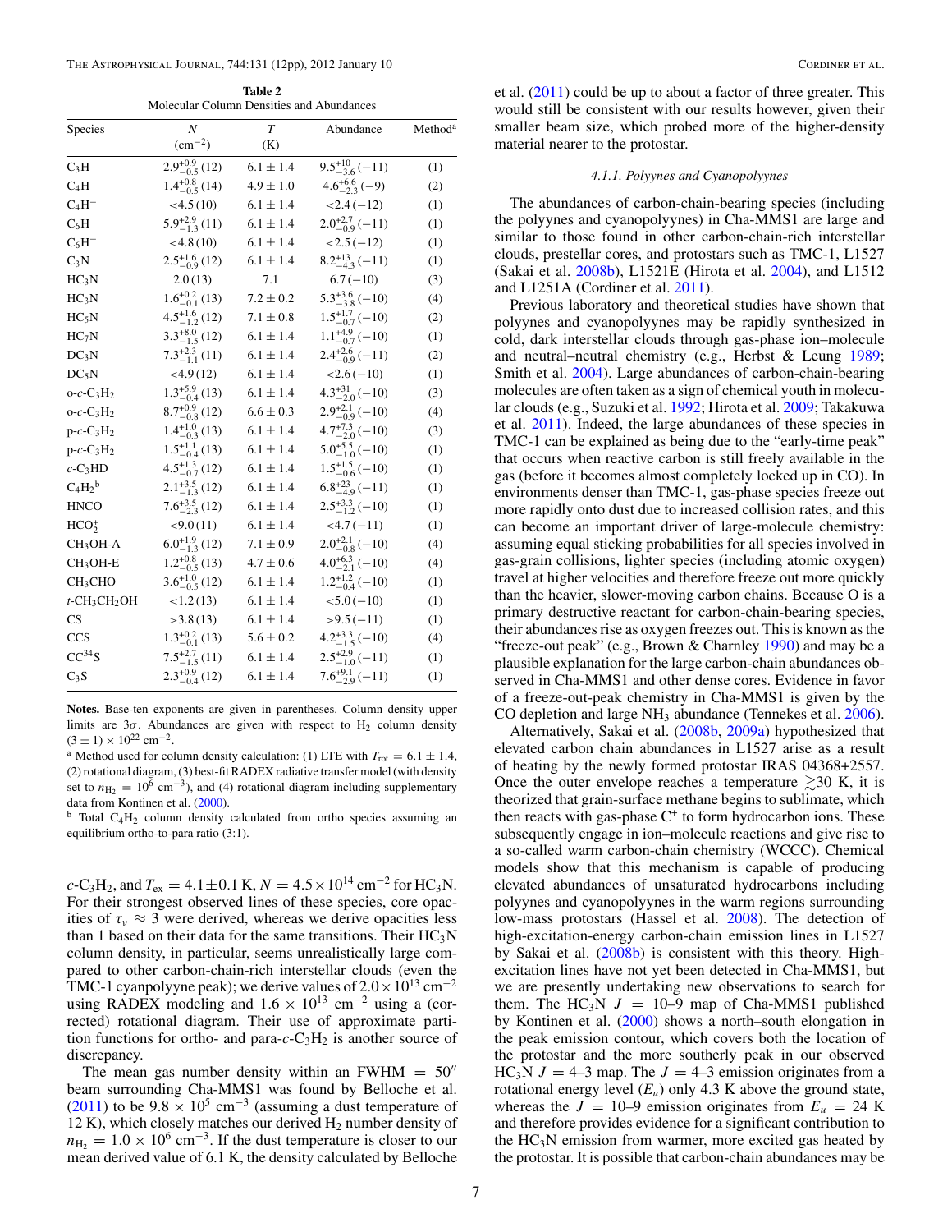**Table 2**
Molecular Column Densities and Abundances

| Species | $N$ ($\mathrm{cm^{-2}}$) | $T$ (K) | Abundance | Method[a] |
|---|---|---|---|---|
| $C_3H$ | $2.9^{+0.9}_{-0.5}(12)$ | $6.1 \pm 1.4$ | $9.5^{+10}_{-3.6}(-11)$ | (1) |
| $C_4H$ | $1.4^{+0.8}_{-0.5}(14)$ | $4.9 \pm 1.0$ | $4.6^{+6.6}_{-2.3}(-9)$ | (2) |
| $C_4H^-$ | $<4.5(10)$ | $6.1 \pm 1.4$ | $<2.4(-12)$ | (1) |
| $C_6H$ | $5.9^{+2.9}_{-1.3}(11)$ | $6.1 \pm 1.4$ | $2.0^{+2.7}_{-0.9}(-11)$ | (1) |
| $C_6H^-$ | $<4.8(10)$ | $6.1 \pm 1.4$ | $<2.5(-12)$ | (1) |
| $C_3N$ | $2.5^{+1.6}_{-0.9}(12)$ | $6.1 \pm 1.4$ | $8.2^{+13}_{-4.3}(-11)$ | (1) |
| $HC_3N$ | $2.0(13)$ | 7.1 | $6.7(-10)$ | (3) |
| $HC_3N$ | $1.6^{+0.2}_{-0.1}(13)$ | $7.2 \pm 0.2$ | $5.3^{+3.6}_{-3.8}(-10)$ | (4) |
| $HC_5N$ | $4.5^{+1.6}_{-1.2}(12)$ | $7.1 \pm 0.8$ | $1.5^{+1.7}_{-0.7}(-10)$ | (2) |
| $HC_7N$ | $3.3^{+8.0}_{-1.5}(12)$ | $6.1 \pm 1.4$ | $1.1^{+4.9}_{-0.7}(-10)$ | (1) |
| $DC_3N$ | $7.3^{+2.3}_{-1.1}(11)$ | $6.1 \pm 1.4$ | $2.4^{+2.6}_{-0.9}(-11)$ | (2) |
| $DC_5N$ | $<4.9(12)$ | $6.1 \pm 1.4$ | $<2.6(-10)$ | (1) |
| o-$c$-$C_3H_2$ | $1.3^{+5.9}_{-0.4}(13)$ | $6.1 \pm 1.4$ | $4.3^{+31}_{-2.0}(-10)$ | (3) |
| o-$c$-$C_3H_2$ | $8.7^{+0.9}_{-0.8}(12)$ | $6.6 \pm 0.3$ | $2.9^{+2.1}_{-0.9}(-10)$ | (4) |
| p-$c$-$C_3H_2$ | $1.4^{+1.0}_{-0.3}(13)$ | $6.1 \pm 1.4$ | $4.7^{+7.3}_{-2.0}(-10)$ | (3) |
| p-$c$-$C_3H_2$ | $1.5^{+1.1}_{-0.4}(13)$ | $6.1 \pm 1.4$ | $5.0^{+5.5}_{-1.0}(-10)$ | (1) |
| $c$-$C_3HD$ | $4.5^{+1.3}_{-0.7}(12)$ | $6.1 \pm 1.4$ | $1.5^{+1.5}_{-0.6}(-10)$ | (1) |
| $C_4H_2$[b] | $2.1^{+3.5}_{-1.3}(12)$ | $6.1 \pm 1.4$ | $6.8^{+23}_{-4.9}(-11)$ | (1) |
| HNCO | $7.6^{+3.5}_{-2.3}(12)$ | $6.1 \pm 1.4$ | $2.5^{+3.3}_{-1.2}(-10)$ | (1) |
| $HCO_2^+$ | $<9.0(11)$ | $6.1 \pm 1.4$ | $<4.7(-11)$ | (1) |
| $CH_3OH$-A | $6.0^{+1.9}_{-1.3}(12)$ | $7.1 \pm 0.9$ | $2.0^{+2.1}_{-0.8}(-10)$ | (4) |
| $CH_3OH$-E | $1.2^{+0.8}_{-0.5}(13)$ | $4.7 \pm 0.6$ | $4.0^{+6.3}_{-2.1}(-10)$ | (4) |
| $CH_3CHO$ | $3.6^{+1.0}_{-0.5}(12)$ | $6.1 \pm 1.4$ | $1.2^{+1.2}_{-0.4}(-10)$ | (1) |
| $t$-$CH_3CH_2OH$ | $<1.2(13)$ | $6.1 \pm 1.4$ | $<5.0(-10)$ | (1) |
| CS | $>3.8(13)$ | $6.1 \pm 1.4$ | $>9.5(-11)$ | (1) |
| CCS | $1.3^{+0.2}_{-0.1}(13)$ | $5.6 \pm 0.2$ | $4.2^{+3.3}_{-1.5}(-10)$ | (4) |
| $CC^{34}S$ | $7.5^{+2.7}_{-1.5}(11)$ | $6.1 \pm 1.4$ | $2.5^{+2.9}_{-1.0}(-11)$ | (1) |
| $C_3S$ | $2.3^{+0.9}_{-0.4}(12)$ | $6.1 \pm 1.4$ | $7.6^{+9.1}_{-2.9}(-11)$ | (1) |

**Notes.** Base-ten exponents are given in parentheses. Column density upper limits are $3\sigma$. Abundances are given with respect to $H_2$ column density $(3 \pm 1) \times 10^{22}$ $\mathrm{cm^{-2}}$.

[a] Method used for column density calculation: (1) LTE with $T_{\mathrm{rot}} = 6.1 \pm 1.4$, (2) rotational diagram, (3) best-fit RADEX radiative transfer model (with density set to $n_{H_2} = 10^6$ $\mathrm{cm^{-3}}$), and (4) rotational diagram including supplementary data from Kontinen et al. (2000).

[b] Total $C_4H_2$ column density calculated from ortho species assuming an equilibrium ortho-to-para ratio (3:1).

$c$-$C_3H_2$, and $T_{\mathrm{ex}} = 4.1 \pm 0.1$ K, $N = 4.5 \times 10^{14}$ $\mathrm{cm^{-2}}$ for $HC_3N$. For their strongest observed lines of these species, core opacities of $\tau_v \approx 3$ were derived, whereas we derive opacities less than 1 based on their data for the same transitions. Their $HC_3N$ column density, in particular, seems unrealistically large compared to other carbon-chain-rich interstellar clouds (even the TMC-1 cyanpolyyne peak); we derive values of $2.0 \times 10^{13}$ $\mathrm{cm^{-2}}$ using RADEX modeling and $1.6 \times 10^{13}$ $\mathrm{cm^{-2}}$ using a (corrected) rotational diagram. Their use of approximate partition functions for ortho- and para-$c$-$C_3H_2$ is another source of discrepancy.

The mean gas number density within an FWHM $= 50''$ beam surrounding Cha-MMS1 was found by Belloche et al. (2011) to be $9.8 \times 10^5$ $\mathrm{cm^{-3}}$ (assuming a dust temperature of 12 K), which closely matches our derived $H_2$ number density of $n_{H_2} = 1.0 \times 10^6$ $\mathrm{cm^{-3}}$. If the dust temperature is closer to our mean derived value of 6.1 K, the density calculated by Belloche et al. (2011) could be up to about a factor of three greater. This would still be consistent with our results however, given their smaller beam size, which probed more of the higher-density material nearer to the protostar.

#### 4.1.1. Polyynes and Cyanopolyynes

The abundances of carbon-chain-bearing species (including the polyynes and cyanopolyynes) in Cha-MMS1 are large and similar to those found in other carbon-chain-rich interstellar clouds, prestellar cores, and protostars such as TMC-1, L1527 (Sakai et al. 2008b), L1521E (Hirota et al. 2004), and L1512 and L1251A (Cordiner et al. 2011).

Previous laboratory and theoretical studies have shown that polyynes and cyanopolyynes may be rapidly synthesized in cold, dark interstellar clouds through gas-phase ion–molecule and neutral–neutral chemistry (e.g., Herbst & Leung 1989; Smith et al. 2004). Large abundances of carbon-chain-bearing molecules are often taken as a sign of chemical youth in molecular clouds (e.g., Suzuki et al. 1992; Hirota et al. 2009; Takakuwa et al. 2011). Indeed, the large abundances of these species in TMC-1 can be explained as being due to the "early-time peak" that occurs when reactive carbon is still freely available in the gas (before it becomes almost completely locked up in CO). In environments denser than TMC-1, gas-phase species freeze out more rapidly onto dust due to increased collision rates, and this can become an important driver of large-molecule chemistry: assuming equal sticking probabilities for all species involved in gas-grain collisions, lighter species (including atomic oxygen) travel at higher velocities and therefore freeze out more quickly than the heavier, slower-moving carbon chains. Because O is a primary destructive reactant for carbon-chain-bearing species, their abundances rise as oxygen freezes out. This is known as the "freeze-out peak" (e.g., Brown & Charnley 1990) and may be a plausible explanation for the large carbon-chain abundances observed in Cha-MMS1 and other dense cores. Evidence in favor of a freeze-out-peak chemistry in Cha-MMS1 is given by the CO depletion and large $NH_3$ abundance (Tennekes et al. 2006).

Alternatively, Sakai et al. (2008b, 2009a) hypothesized that elevated carbon chain abundances in L1527 arise as a result of heating by the newly formed protostar IRAS 04368+2557. Once the outer envelope reaches a temperature $\gtrsim 30$ K, it is theorized that grain-surface methane begins to sublimate, which then reacts with gas-phase $C^+$ to form hydrocarbon ions. These subsequently engage in ion–molecule reactions and give rise to a so-called warm carbon-chain chemistry (WCCC). Chemical models show that this mechanism is capable of producing elevated abundances of unsaturated hydrocarbons including polyynes and cyanopolyynes in the warm regions surrounding low-mass protostars (Hassel et al. 2008). The detection of high-excitation-energy carbon-chain emission lines in L1527 by Sakai et al. (2008b) is consistent with this theory. High-excitation lines have not yet been detected in Cha-MMS1, but we are presently undertaking new observations to search for them. The $HC_3N$ $J = 10$–9 map of Cha-MMS1 published by Kontinen et al. (2000) shows a north–south elongation in the peak emission contour, which covers both the location of the protostar and the more southerly peak in our observed $HC_3N$ $J = 4$–3 map. The $J = 4$–3 emission originates from a rotational energy level ($E_u$) only 4.3 K above the ground state, whereas the $J = 10$–9 emission originates from $E_u = 24$ K and therefore provides evidence for a significant contribution to the $HC_3N$ emission from warmer, more excited gas heated by the protostar. It is possible that carbon-chain abundances may be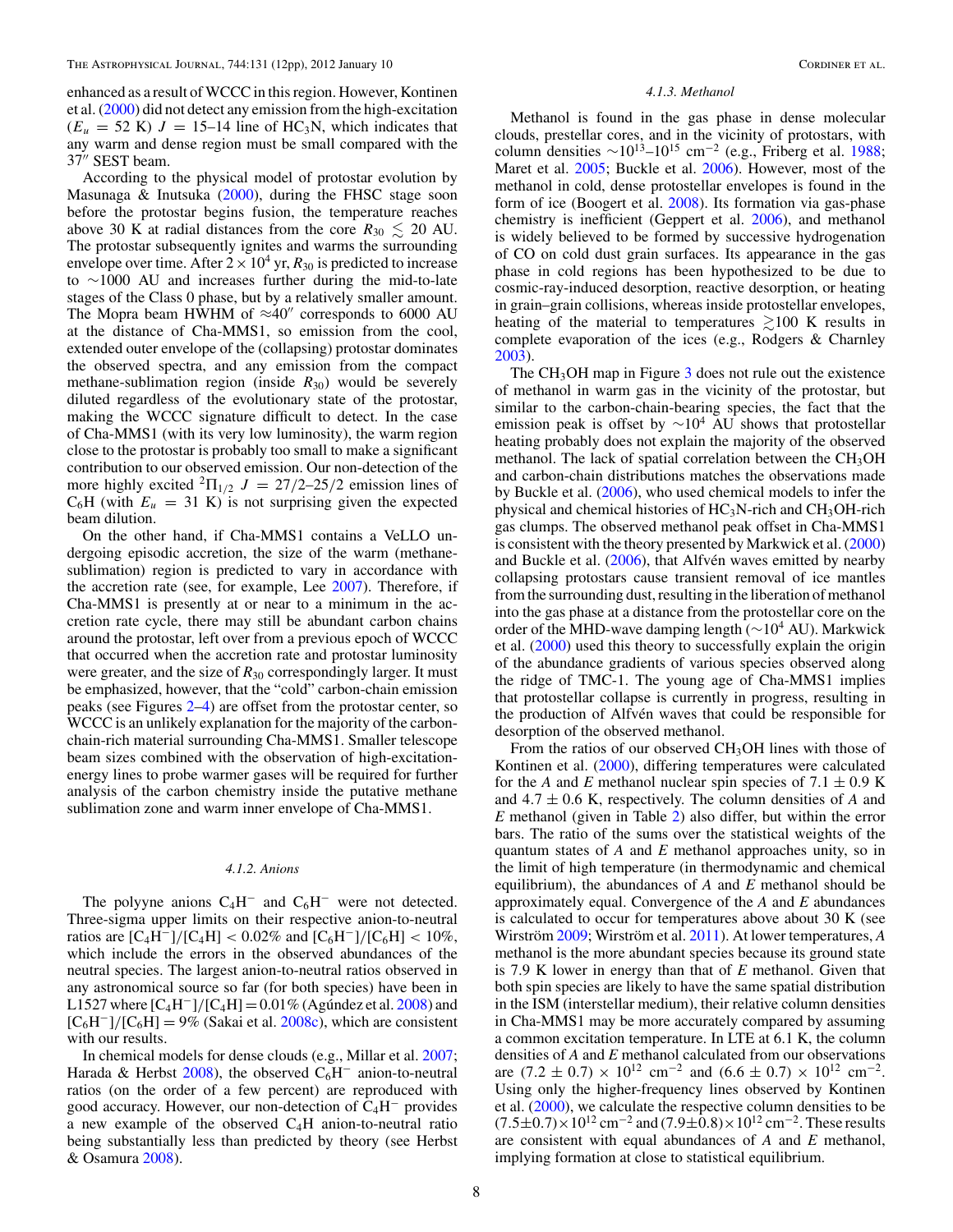enhanced as a result of WCCC in this region. However, Kontinen et al. (2000) did not detect any emission from the high-excitation ($E_u = 52$ K) $J = 15$–14 line of $HC_3N$, which indicates that any warm and dense region must be small compared with the 37″ SEST beam.

According to the physical model of protostar evolution by Masunaga & Inutsuka (2000), during the FHSC stage soon before the protostar begins fusion, the temperature reaches above 30 K at radial distances from the core $R_{30} \lesssim 20$ AU. The protostar subsequently ignites and warms the surrounding envelope over time. After $2 \times 10^4$ yr, $R_{30}$ is predicted to increase to ∼1000 AU and increases further during the mid-to-late stages of the Class 0 phase, but by a relatively smaller amount. The Mopra beam HWHM of ≈40″ corresponds to 6000 AU at the distance of Cha-MMS1, so emission from the cool, extended outer envelope of the (collapsing) protostar dominates the observed spectra, and any emission from the compact methane-sublimation region (inside $R_{30}$) would be severely diluted regardless of the evolutionary state of the protostar, making the WCCC signature difficult to detect. In the case of Cha-MMS1 (with its very low luminosity), the warm region close to the protostar is probably too small to make a significant contribution to our observed emission. Our non-detection of the more highly excited $^2\Pi_{1/2}$ $J = 27/2$–$25/2$ emission lines of $C_6H$ (with $E_u = 31$ K) is not surprising given the expected beam dilution.

On the other hand, if Cha-MMS1 contains a VeLLO undergoing episodic accretion, the size of the warm (methane-sublimation) region is predicted to vary in accordance with the accretion rate (see, for example, Lee 2007). Therefore, if Cha-MMS1 is presently at or near to a minimum in the accretion rate cycle, there may still be abundant carbon chains around the protostar, left over from a previous epoch of WCCC that occurred when the accretion rate and protostar luminosity were greater, and the size of $R_{30}$ correspondingly larger. It must be emphasized, however, that the "cold" carbon-chain emission peaks (see Figures 2–4) are offset from the protostar center, so WCCC is an unlikely explanation for the majority of the carbon-chain-rich material surrounding Cha-MMS1. Smaller telescope beam sizes combined with the observation of high-excitation-energy lines to probe warmer gases will be required for further analysis of the carbon chemistry inside the putative methane sublimation zone and warm inner envelope of Cha-MMS1.

#### 4.1.2. Anions

The polyyne anions $C_4H^-$ and $C_6H^-$ were not detected. Three-sigma upper limits on their respective anion-to-neutral ratios are $[C_4H^-]/[C_4H] < 0.02\%$ and $[C_6H^-]/[C_6H] < 10\%$, which include the errors in the observed abundances of the neutral species. The largest anion-to-neutral ratios observed in any astronomical source so far (for both species) have been in L1527 where $[C_4H^-]/[C_4H] = 0.01\%$ (Agúndez et al. 2008) and $[C_6H^-]/[C_6H] = 9\%$ (Sakai et al. 2008c), which are consistent with our results.

In chemical models for dense clouds (e.g., Millar et al. 2007; Harada & Herbst 2008), the observed $C_6H^-$ anion-to-neutral ratios (on the order of a few percent) are reproduced with good accuracy. However, our non-detection of $C_4H^-$ provides a new example of the observed $C_4H$ anion-to-neutral ratio being substantially less than predicted by theory (see Herbst & Osamura 2008).

#### 4.1.3. Methanol

Methanol is found in the gas phase in dense molecular clouds, prestellar cores, and in the vicinity of protostars, with column densities $\sim 10^{13}$–$10^{15}$ cm$^{-2}$ (e.g., Friberg et al. 1988; Maret et al. 2005; Buckle et al. 2006). However, most of the methanol in cold, dense protostellar envelopes is found in the form of ice (Boogert et al. 2008). Its formation via gas-phase chemistry is inefficient (Geppert et al. 2006), and methanol is widely believed to be formed by successive hydrogenation of CO on cold dust grain surfaces. Its appearance in the gas phase in cold regions has been hypothesized to be due to cosmic-ray-induced desorption, reactive desorption, or heating in grain–grain collisions, whereas inside protostellar envelopes, heating of the material to temperatures $\gtrsim 100$ K results in complete evaporation of the ices (e.g., Rodgers & Charnley 2003).

The $CH_3OH$ map in Figure 3 does not rule out the existence of methanol in warm gas in the vicinity of the protostar, but similar to the carbon-chain-bearing species, the fact that the emission peak is offset by $\sim 10^4$ AU shows that protostellar heating probably does not explain the majority of the observed methanol. The lack of spatial correlation between the $CH_3OH$ and carbon-chain distributions matches the observations made by Buckle et al. (2006), who used chemical models to infer the physical and chemical histories of $HC_3N$-rich and $CH_3OH$-rich gas clumps. The observed methanol peak offset in Cha-MMS1 is consistent with the theory presented by Markwick et al. (2000) and Buckle et al. (2006), that Alfvén waves emitted by nearby collapsing protostars cause transient removal of ice mantles from the surrounding dust, resulting in the liberation of methanol into the gas phase at a distance from the protostellar core on the order of the MHD-wave damping length ($\sim 10^4$ AU). Markwick et al. (2000) used this theory to successfully explain the origin of the abundance gradients of various species observed along the ridge of TMC-1. The young age of Cha-MMS1 implies that protostellar collapse is currently in progress, resulting in the production of Alfvén waves that could be responsible for desorption of the observed methanol.

From the ratios of our observed $CH_3OH$ lines with those of Kontinen et al. (2000), differing temperatures were calculated for the $A$ and $E$ methanol nuclear spin species of $7.1 \pm 0.9$ K and $4.7 \pm 0.6$ K, respectively. The column densities of $A$ and $E$ methanol (given in Table 2) also differ, but within the error bars. The ratio of the sums over the statistical weights of the quantum states of $A$ and $E$ methanol approaches unity, so in the limit of high temperature (in thermodynamic and chemical equilibrium), the abundances of $A$ and $E$ methanol should be approximately equal. Convergence of the $A$ and $E$ abundances is calculated to occur for temperatures above about 30 K (see Wirström 2009; Wirström et al. 2011). At lower temperatures, $A$ methanol is the more abundant species because its ground state is 7.9 K lower in energy than that of $E$ methanol. Given that both spin species are likely to have the same spatial distribution in the ISM (interstellar medium), their relative column densities in Cha-MMS1 may be more accurately compared by assuming a common excitation temperature. In LTE at 6.1 K, the column densities of $A$ and $E$ methanol calculated from our observations are $(7.2 \pm 0.7) \times 10^{12}$ cm$^{-2}$ and $(6.6 \pm 0.7) \times 10^{12}$ cm$^{-2}$. Using only the higher-frequency lines observed by Kontinen et al. (2000), we calculate the respective column densities to be $(7.5 \pm 0.7) \times 10^{12}$ cm$^{-2}$ and $(7.9 \pm 0.8) \times 10^{12}$ cm$^{-2}$. These results are consistent with equal abundances of $A$ and $E$ methanol, implying formation at close to statistical equilibrium.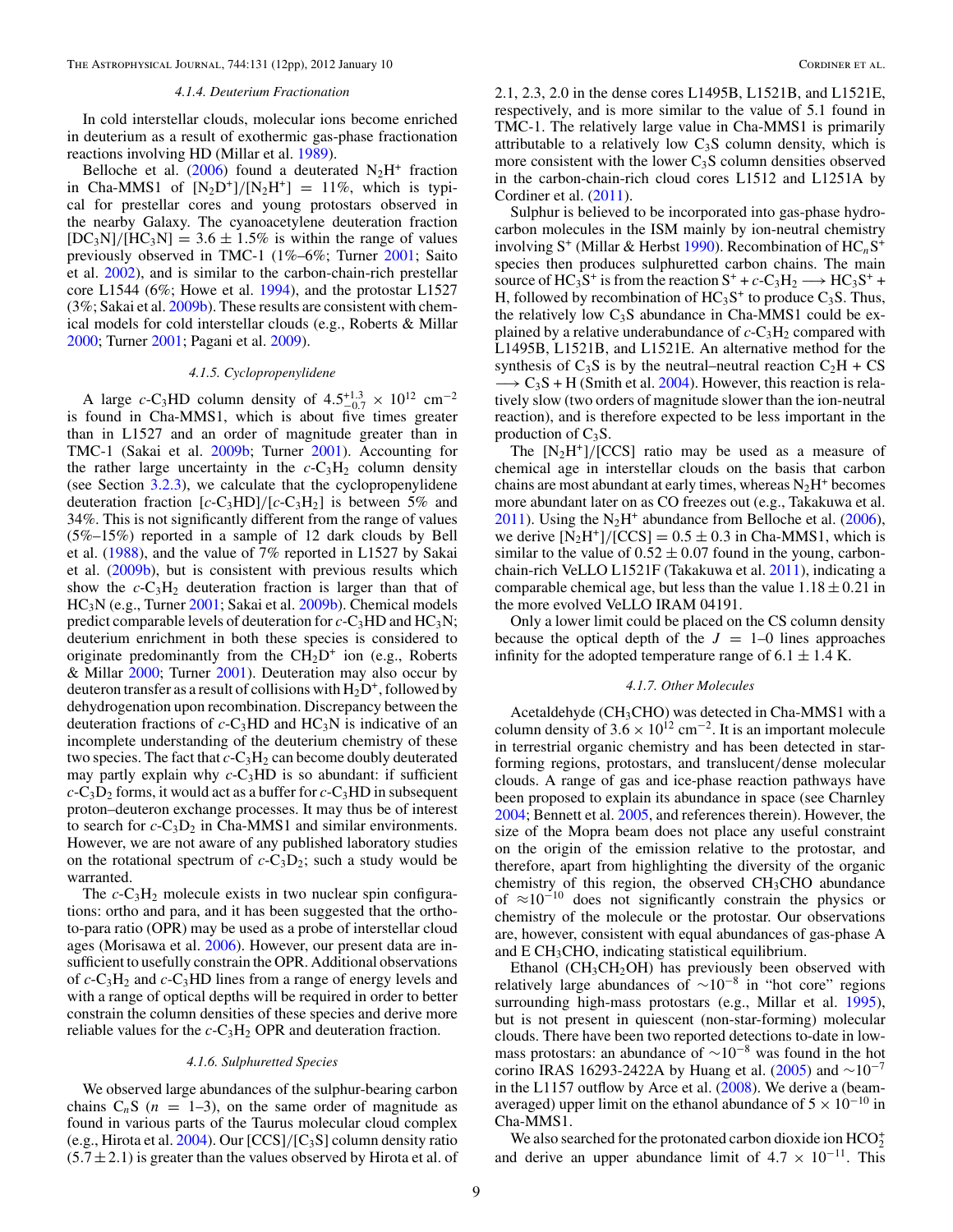#### 4.1.4. Deuterium Fractionation

In cold interstellar clouds, molecular ions become enriched in deuterium as a result of exothermic gas-phase fractionation reactions involving HD (Millar et al. 1989).

Belloche et al. (2006) found a deuterated $N_2H^+$ fraction in Cha-MMS1 of $[N_2D^+]/[N_2H^+] = 11\%$, which is typical for prestellar cores and young protostars observed in the nearby Galaxy. The cyanoacetylene deuteration fraction $[DC_3N]/[HC_3N] = 3.6 \pm 1.5\%$ is within the range of values previously observed in TMC-1 (1%–6%; Turner 2001; Saito et al. 2002), and is similar to the carbon-chain-rich prestellar core L1544 (6%; Howe et al. 1994), and the protostar L1527 (3%; Sakai et al. 2009b). These results are consistent with chemical models for cold interstellar clouds (e.g., Roberts & Millar 2000; Turner 2001; Pagani et al. 2009).

#### 4.1.5. Cyclopropenylidene

A large $c$-$C_3HD$ column density of $4.5^{+1.3}_{-0.7} \times 10^{12}$ cm$^{-2}$ is found in Cha-MMS1, which is about five times greater than in L1527 and an order of magnitude greater than in TMC-1 (Sakai et al. 2009b; Turner 2001). Accounting for the rather large uncertainty in the $c$-$C_3H_2$ column density (see Section 3.2.3), we calculate that the cyclopropenylidene deuteration fraction $[c$-$C_3HD]/[c$-$C_3H_2]$ is between 5% and 34%. This is not significantly different from the range of values (5%–15%) reported in a sample of 12 dark clouds by Bell et al. (1988), and the value of 7% reported in L1527 by Sakai et al. (2009b), but is consistent with previous results which show the $c$-$C_3H_2$ deuteration fraction is larger than that of $HC_3N$ (e.g., Turner 2001; Sakai et al. 2009b). Chemical models predict comparable levels of deuteration for $c$-$C_3HD$ and $HC_3N$; deuterium enrichment in both these species is considered to originate predominantly from the $CH_2D^+$ ion (e.g., Roberts & Millar 2000; Turner 2001). Deuteration may also occur by deuteron transfer as a result of collisions with $H_2D^+$, followed by dehydrogenation upon recombination. Discrepancy between the deuteration fractions of $c$-$C_3HD$ and $HC_3N$ is indicative of an incomplete understanding of the deuterium chemistry of these two species. The fact that $c$-$C_3H_2$ can become doubly deuterated may partly explain why $c$-$C_3HD$ is so abundant: if sufficient $c$-$C_3D_2$ forms, it would act as a buffer for $c$-$C_3HD$ in subsequent proton–deuteron exchange processes. It may thus be of interest to search for $c$-$C_3D_2$ in Cha-MMS1 and similar environments. However, we are not aware of any published laboratory studies on the rotational spectrum of $c$-$C_3D_2$; such a study would be warranted.

The $c$-$C_3H_2$ molecule exists in two nuclear spin configurations: ortho and para, and it has been suggested that the ortho-to-para ratio (OPR) may be used as a probe of interstellar cloud ages (Morisawa et al. 2006). However, our present data are insufficient to usefully constrain the OPR. Additional observations of $c$-$C_3H_2$ and $c$-$C_3HD$ lines from a range of energy levels and with a range of optical depths will be required in order to better constrain the column densities of these species and derive more reliable values for the $c$-$C_3H_2$ OPR and deuteration fraction.

#### 4.1.6. Sulphuretted Species

We observed large abundances of the sulphur-bearing carbon chains $C_nS$ ($n$ = 1–3), on the same order of magnitude as found in various parts of the Taurus molecular cloud complex (e.g., Hirota et al. 2004). Our $[CCS]/[C_3S]$ column density ratio $(5.7 \pm 2.1)$ is greater than the values observed by Hirota et al. of 2.1, 2.3, 2.0 in the dense cores L1495B, L1521B, and L1521E, respectively, and is more similar to the value of 5.1 found in TMC-1. The relatively large value in Cha-MMS1 is primarily attributable to a relatively low $C_3S$ column density, which is more consistent with the lower $C_3S$ column densities observed in the carbon-chain-rich cloud cores L1512 and L1251A by Cordiner et al. (2011).

Sulphur is believed to be incorporated into gas-phase hydrocarbon molecules in the ISM mainly by ion-neutral chemistry involving $S^+$ (Millar & Herbst 1990). Recombination of $HC_nS^+$ species then produces sulphuretted carbon chains. The main source of $HC_3S^+$ is from the reaction $S^+ + c$-$C_3H_2 \longrightarrow HC_3S^+ + H$, followed by recombination of $HC_3S^+$ to produce $C_3S$. Thus, the relatively low $C_3S$ abundance in Cha-MMS1 could be explained by a relative underabundance of $c$-$C_3H_2$ compared with L1495B, L1521B, and L1521E. An alternative method for the synthesis of $C_3S$ is by the neutral–neutral reaction $C_2H + CS \longrightarrow C_3S + H$ (Smith et al. 2004). However, this reaction is relatively slow (two orders of magnitude slower than the ion-neutral reaction), and is therefore expected to be less important in the production of $C_3S$.

The $[N_2H^+]/[CCS]$ ratio may be used as a measure of chemical age in interstellar clouds on the basis that carbon chains are most abundant at early times, whereas $N_2H^+$ becomes more abundant later on as CO freezes out (e.g., Takakuwa et al. 2011). Using the $N_2H^+$ abundance from Belloche et al. (2006), we derive $[N_2H^+]/[CCS] = 0.5 \pm 0.3$ in Cha-MMS1, which is similar to the value of $0.52 \pm 0.07$ found in the young, carbon-chain-rich VeLLO L1521F (Takakuwa et al. 2011), indicating a comparable chemical age, but less than the value $1.18 \pm 0.21$ in the more evolved VeLLO IRAM 04191.

Only a lower limit could be placed on the CS column density because the optical depth of the $J$ = 1–0 lines approaches infinity for the adopted temperature range of $6.1 \pm 1.4$ K.

#### 4.1.7. Other Molecules

Acetaldehyde ($CH_3CHO$) was detected in Cha-MMS1 with a column density of $3.6 \times 10^{12}$ cm$^{-2}$. It is an important molecule in terrestrial organic chemistry and has been detected in star-forming regions, protostars, and translucent/dense molecular clouds. A range of gas and ice-phase reaction pathways have been proposed to explain its abundance in space (see Charnley 2004; Bennett et al. 2005, and references therein). However, the size of the Mopra beam does not place any useful constraint on the origin of the emission relative to the protostar, and therefore, apart from highlighting the diversity of the organic chemistry of this region, the observed $CH_3CHO$ abundance of $\approx 10^{-10}$ does not significantly constrain the physics or chemistry of the molecule or the protostar. Our observations are, however, consistent with equal abundances of gas-phase A and E $CH_3CHO$, indicating statistical equilibrium.

Ethanol ($CH_3CH_2OH$) has previously been observed with relatively large abundances of $\sim 10^{-8}$ in "hot core" regions surrounding high-mass protostars (e.g., Millar et al. 1995), but is not present in quiescent (non-star-forming) molecular clouds. There have been two reported detections to-date in low-mass protostars: an abundance of $\sim 10^{-8}$ was found in the hot corino IRAS 16293-2422A by Huang et al. (2005) and $\sim 10^{-7}$ in the L1157 outflow by Arce et al. (2008). We derive a (beam-averaged) upper limit on the ethanol abundance of $5 \times 10^{-10}$ in Cha-MMS1.

We also searched for the protonated carbon dioxide ion $HCO_2^+$ and derive an upper abundance limit of $4.7 \times 10^{-11}$. This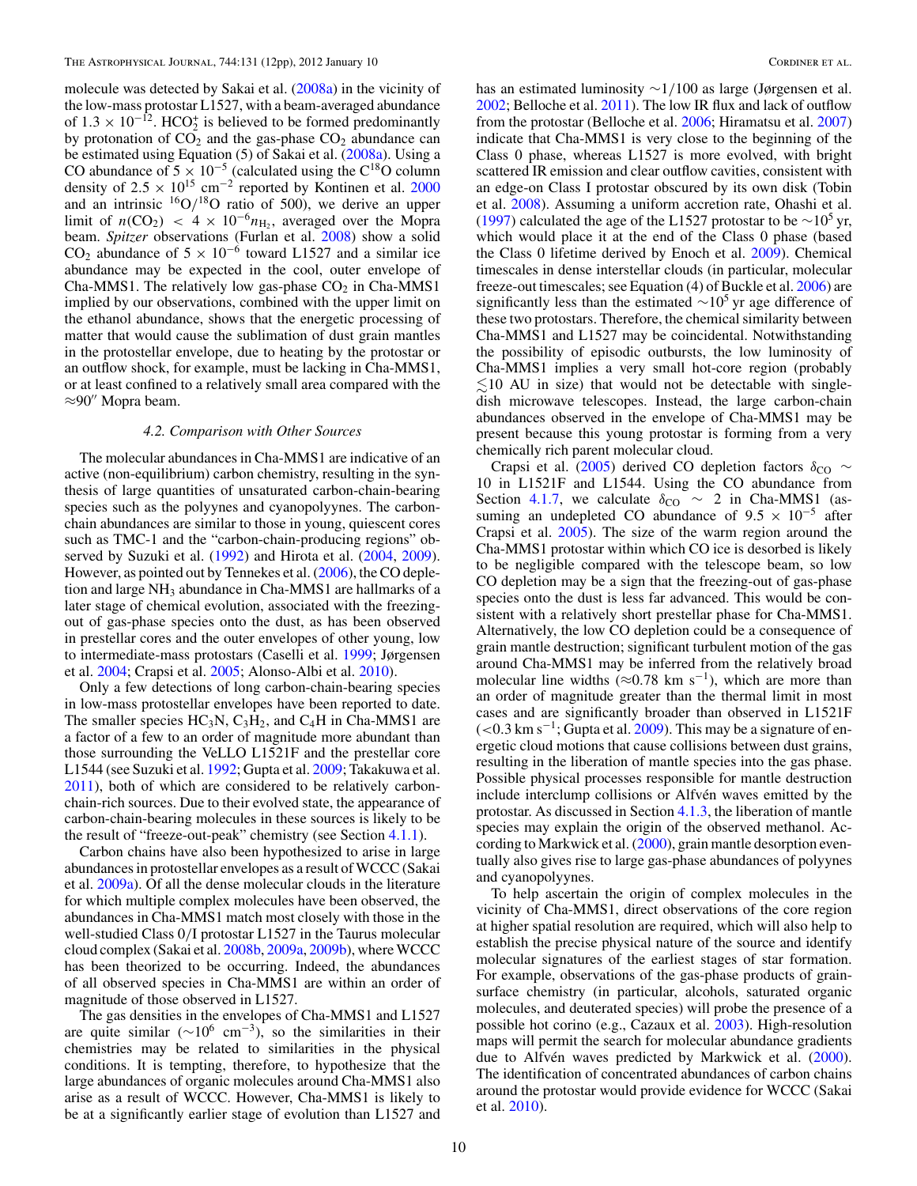molecule was detected by Sakai et al. (2008a) in the vicinity of the low-mass protostar L1527, with a beam-averaged abundance of $1.3 \times 10^{-12}$. $HCO_2^+$ is believed to be formed predominantly by protonation of $CO_2$ and the gas-phase $CO_2$ abundance can be estimated using Equation (5) of Sakai et al. (2008a). Using a CO abundance of $5 \times 10^{-5}$ (calculated using the $C^{18}O$ column density of $2.5 \times 10^{15}$ $cm^{-2}$ reported by Kontinen et al. 2000 and an intrinsic $^{16}O/^{18}O$ ratio of 500), we derive an upper limit of $n(CO_2) < 4 \times 10^{-6} n_{H_2}$, averaged over the Mopra beam. *Spitzer* observations (Furlan et al. 2008) show a solid $CO_2$ abundance of $5 \times 10^{-6}$ toward L1527 and a similar ice abundance may be expected in the cool, outer envelope of Cha-MMS1. The relatively low gas-phase $CO_2$ in Cha-MMS1 implied by our observations, combined with the upper limit on the ethanol abundance, shows that the energetic processing of matter that would cause the sublimation of dust grain mantles in the protostellar envelope, due to heating by the protostar or an outflow shock, for example, must be lacking in Cha-MMS1, or at least confined to a relatively small area compared with the $\approx 90''$ Mopra beam.

### *4.2. Comparison with Other Sources*

The molecular abundances in Cha-MMS1 are indicative of an active (non-equilibrium) carbon chemistry, resulting in the synthesis of large quantities of unsaturated carbon-chain-bearing species such as the polyynes and cyanopolyynes. The carbon-chain abundances are similar to those in young, quiescent cores such as TMC-1 and the "carbon-chain-producing regions" observed by Suzuki et al. (1992) and Hirota et al. (2004, 2009). However, as pointed out by Tennekes et al. (2006), the CO depletion and large $NH_3$ abundance in Cha-MMS1 are hallmarks of a later stage of chemical evolution, associated with the freezing-out of gas-phase species onto the dust, as has been observed in prestellar cores and the outer envelopes of other young, low to intermediate-mass protostars (Caselli et al. 1999; Jørgensen et al. 2004; Crapsi et al. 2005; Alonso-Albi et al. 2010).

Only a few detections of long carbon-chain-bearing species in low-mass protostellar envelopes have been reported to date. The smaller species $HC_3N$, $C_3H_2$, and $C_4H$ in Cha-MMS1 are a factor of a few to an order of magnitude more abundant than those surrounding the VeLLO L1521F and the prestellar core L1544 (see Suzuki et al. 1992; Gupta et al. 2009; Takakuwa et al. 2011), both of which are considered to be relatively carbon-chain-rich sources. Due to their evolved state, the appearance of carbon-chain-bearing molecules in these sources is likely to be the result of "freeze-out-peak" chemistry (see Section 4.1.1).

Carbon chains have also been hypothesized to arise in large abundances in protostellar envelopes as a result of WCCC (Sakai et al. 2009a). Of all the dense molecular clouds in the literature for which multiple complex molecules have been observed, the abundances in Cha-MMS1 match most closely with those in the well-studied Class 0/I protostar L1527 in the Taurus molecular cloud complex (Sakai et al. 2008b, 2009a, 2009b), where WCCC has been theorized to be occurring. Indeed, the abundances of all observed species in Cha-MMS1 are within an order of magnitude of those observed in L1527.

The gas densities in the envelopes of Cha-MMS1 and L1527 are quite similar ($\sim 10^6$ $cm^{-3}$), so the similarities in their chemistries may be related to similarities in the physical conditions. It is tempting, therefore, to hypothesize that the large abundances of organic molecules around Cha-MMS1 also arise as a result of WCCC. However, Cha-MMS1 is likely to be at a significantly earlier stage of evolution than L1527 and has an estimated luminosity $\sim 1/100$ as large (Jørgensen et al. 2002; Belloche et al. 2011). The low IR flux and lack of outflow from the protostar (Belloche et al. 2006; Hiramatsu et al. 2007) indicate that Cha-MMS1 is very close to the beginning of the Class 0 phase, whereas L1527 is more evolved, with bright scattered IR emission and clear outflow cavities, consistent with an edge-on Class I protostar obscured by its own disk (Tobin et al. 2008). Assuming a uniform accretion rate, Ohashi et al. (1997) calculated the age of the L1527 protostar to be $\sim 10^5$ yr, which would place it at the end of the Class 0 phase (based the Class 0 lifetime derived by Enoch et al. 2009). Chemical timescales in dense interstellar clouds (in particular, molecular freeze-out timescales; see Equation (4) of Buckle et al. 2006) are significantly less than the estimated $\sim 10^5$ yr age difference of these two protostars. Therefore, the chemical similarity between Cha-MMS1 and L1527 may be coincidental. Notwithstanding the possibility of episodic outbursts, the low luminosity of Cha-MMS1 implies a very small hot-core region (probably $\lesssim 10$ AU in size) that would not be detectable with single-dish microwave telescopes. Instead, the large carbon-chain abundances observed in the envelope of Cha-MMS1 may be present because this young protostar is forming from a very chemically rich parent molecular cloud.

Crapsi et al. (2005) derived CO depletion factors $\delta_{CO} \sim 10$ in L1521F and L1544. Using the CO abundance from Section 4.1.7, we calculate $\delta_{CO} \sim 2$ in Cha-MMS1 (assuming an undepleted CO abundance of $9.5 \times 10^{-5}$ after Crapsi et al. 2005). The size of the warm region around the Cha-MMS1 protostar within which CO ice is desorbed is likely to be negligible compared with the telescope beam, so low CO depletion may be a sign that the freezing-out of gas-phase species onto the dust is less far advanced. This would be consistent with a relatively short prestellar phase for Cha-MMS1. Alternatively, the low CO depletion could be a consequence of grain mantle destruction; significant turbulent motion of the gas around Cha-MMS1 may be inferred from the relatively broad molecular line widths ($\approx 0.78$ km $s^{-1}$), which are more than an order of magnitude greater than the thermal limit in most cases and are significantly broader than observed in L1521F ($< 0.3$ km $s^{-1}$; Gupta et al. 2009). This may be a signature of energetic cloud motions that cause collisions between dust grains, resulting in the liberation of mantle species into the gas phase. Possible physical processes responsible for mantle destruction include interclump collisions or Alfvén waves emitted by the protostar. As discussed in Section 4.1.3, the liberation of mantle species may explain the origin of the observed methanol. According to Markwick et al. (2000), grain mantle desorption eventually also gives rise to large gas-phase abundances of polyynes and cyanopolyynes.

To help ascertain the origin of complex molecules in the vicinity of Cha-MMS1, direct observations of the core region at higher spatial resolution are required, which will also help to establish the precise physical nature of the source and identify molecular signatures of the earliest stages of star formation. For example, observations of the gas-phase products of grain-surface chemistry (in particular, alcohols, saturated organic molecules, and deuterated species) will probe the presence of a possible hot corino (e.g., Cazaux et al. 2003). High-resolution maps will permit the search for molecular abundance gradients due to Alfvén waves predicted by Markwick et al. (2000). The identification of concentrated abundances of carbon chains around the protostar would provide evidence for WCCC (Sakai et al. 2010).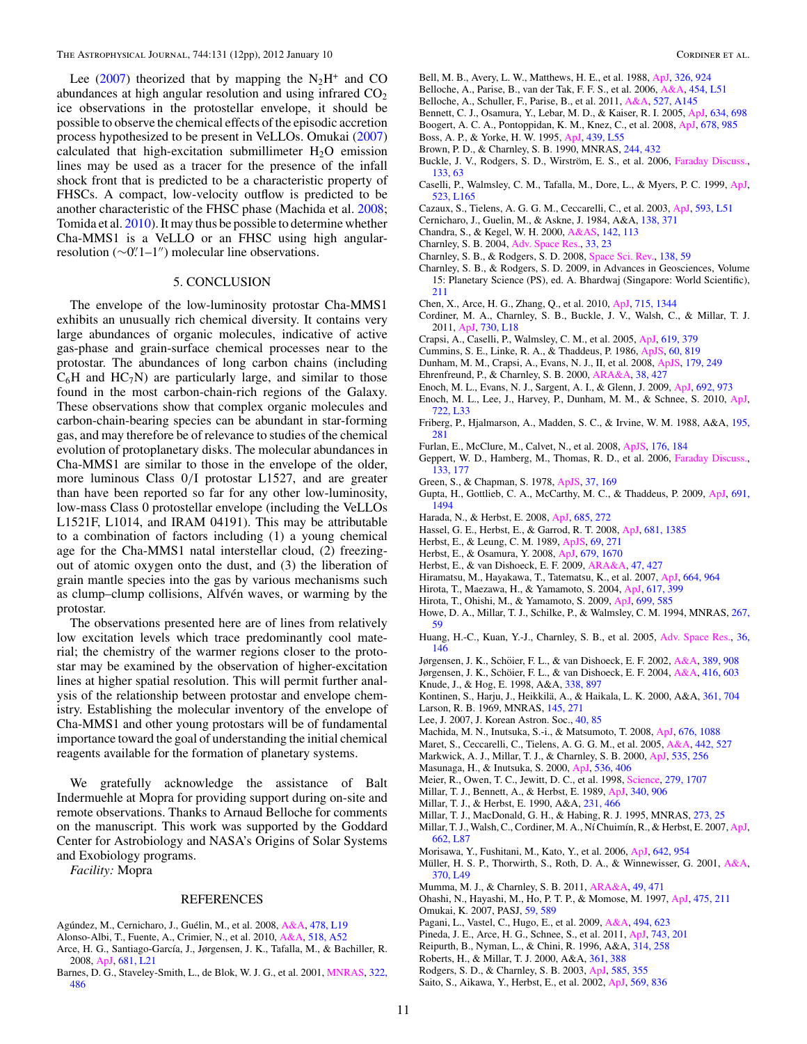Lee (2007) theorized that by mapping the $N_2H^+$ and CO abundances at high angular resolution and using infrared $CO_2$ ice observations in the protostellar envelope, it should be possible to observe the chemical effects of the episodic accretion process hypothesized to be present in VeLLOs. Omukai (2007) calculated that high-excitation submillimeter $H_2O$ emission lines may be used as a tracer for the presence of the infall shock front that is predicted to be a characteristic property of FHSCs. A compact, low-velocity outflow is predicted to be another characteristic of the FHSC phase (Machida et al. 2008; Tomida et al. 2010). It may thus be possible to determine whether Cha-MMS1 is a VeLLO or an FHSC using high angular-resolution (∼0.″1–1″) molecular line observations.

## 5. CONCLUSION

The envelope of the low-luminosity protostar Cha-MMS1 exhibits an unusually rich chemical diversity. It contains very large abundances of organic molecules, indicative of active gas-phase and grain-surface chemical processes near to the protostar. The abundances of long carbon chains (including $C_6H$ and $HC_7N$) are particularly large, and similar to those found in the most carbon-chain-rich regions of the Galaxy. These observations show that complex organic molecules and carbon-chain-bearing species can be abundant in star-forming gas, and may therefore be of relevance to studies of the chemical evolution of protoplanetary disks. The molecular abundances in Cha-MMS1 are similar to those in the envelope of the older, more luminous Class 0/I protostar L1527, and are greater than have been reported so far for any other low-luminosity, low-mass Class 0 protostellar envelope (including the VeLLOs L1521F, L1014, and IRAM 04191). This may be attributable to a combination of factors including (1) a young chemical age for the Cha-MMS1 natal interstellar cloud, (2) freezing-out of atomic oxygen onto the dust, and (3) the liberation of grain mantle species into the gas by various mechanisms such as clump–clump collisions, Alfvén waves, or warming by the protostar.

The observations presented here are of lines from relatively low excitation levels which trace predominantly cool material; the chemistry of the warmer regions closer to the protostar may be examined by the observation of higher-excitation lines at higher spatial resolution. This will permit further analysis of the relationship between protostar and envelope chemistry. Establishing the molecular inventory of the envelope of Cha-MMS1 and other young protostars will be of fundamental importance toward the goal of understanding the initial chemical reagents available for the formation of planetary systems.

We gratefully acknowledge the assistance of Balt Indermuehle at Mopra for providing support during on-site and remote observations. Thanks to Arnaud Belloche for comments on the manuscript. This work was supported by the Goddard Center for Astrobiology and NASA's Origins of Solar Systems and Exobiology programs.

*Facility:* Mopra

## REFERENCES

Agúndez, M., Cernicharo, J., Guélin, M., et al. 2008, A&A, 478, L19
Alonso-Albi, T., Fuente, A., Crimier, N., et al. 2010, A&A, 518, A52
Arce, H. G., Santiago-García, J., Jørgensen, J. K., Tafalla, M., & Bachiller, R. 2008, ApJ, 681, L21
Barnes, D. G., Staveley-Smith, L., de Blok, W. J. G., et al. 2001, MNRAS, 322, 486
Bell, M. B., Avery, L. W., Matthews, H. E., et al. 1988, ApJ, 326, 924
Belloche, A., Parise, B., van der Tak, F. F. S., et al. 2006, A&A, 454, L51
Belloche, A., Schuller, F., Parise, B., et al. 2011, A&A, 527, A145
Bennett, C. J., Osamura, Y., Lebar, M. D., & Kaiser, R. I. 2005, ApJ, 634, 698
Boogert, A. C. A., Pontoppidan, K. M., Knez, C., et al. 2008, ApJ, 678, 985
Boss, A. P., & Yorke, H. W. 1995, ApJ, 439, L55
Brown, P. D., & Charnley, S. B. 1990, MNRAS, 244, 432
Buckle, J. V., Rodgers, S. D., Wirström, E. S., et al. 2006, Faraday Discuss., 133, 63
Caselli, P., Walmsley, C. M., Tafalla, M., Dore, L., & Myers, P. C. 1999, ApJ, 523, L165
Cazaux, S., Tielens, A. G. G. M., Ceccarelli, C., et al. 2003, ApJ, 593, L51
Cernicharo, J., Guelin, M., & Askne, J. 1984, A&A, 138, 371
Chandra, S., & Kegel, W. H. 2000, A&AS, 142, 113
Charnley, S. B. 2004, Adv. Space Res., 33, 23
Charnley, S. B., & Rodgers, S. D. 2008, Space Sci. Rev., 138, 59
Charnley, S. B., & Rodgers, S. D. 2009, in Advances in Geosciences, Volume 15: Planetary Science (PS), ed. A. Bhardwaj (Singapore: World Scientific), 211
Chen, X., Arce, H. G., Zhang, Q., et al. 2010, ApJ, 715, 1344
Cordiner, M. A., Charnley, S. B., Buckle, J. V., Walsh, C., & Millar, T. J. 2011, ApJ, 730, L18
Crapsi, A., Caselli, P., Walmsley, C. M., et al. 2005, ApJ, 619, 379
Cummins, S. E., Linke, R. A., & Thaddeus, P. 1986, ApJS, 60, 819
Dunham, M. M., Crapsi, A., Evans, N. J., II, et al. 2008, ApJS, 179, 249
Ehrenfreund, P., & Charnley, S. B. 2000, ARA&A, 38, 427
Enoch, M. L., Evans, N. J., Sargent, A. I., & Glenn, J. 2009, ApJ, 692, 973
Enoch, M. L., Lee, J., Harvey, P., Dunham, M. M., & Schnee, S. 2010, ApJ, 722, L33
Friberg, P., Hjalmarson, A., Madden, S. C., & Irvine, W. M. 1988, A&A, 195, 281
Furlan, E., McClure, M., Calvet, N., et al. 2008, ApJS, 176, 184
Geppert, W. D., Hamberg, M., Thomas, R. D., et al. 2006, Faraday Discuss., 133, 177
Green, S., & Chapman, S. 1978, ApJS, 37, 169
Gupta, H., Gottlieb, C. A., McCarthy, M. C., & Thaddeus, P. 2009, ApJ, 691, 1494
Harada, N., & Herbst, E. 2008, ApJ, 685, 272
Hassel, G. E., Herbst, E., & Garrod, R. T. 2008, ApJ, 681, 1385
Herbst, E., & Leung, C. M. 1989, ApJS, 69, 271
Herbst, E., & Osamura, Y. 2008, ApJ, 679, 1670
Herbst, E., & van Dishoeck, E. F. 2009, ARA&A, 47, 427
Hiramatsu, M., Hayakawa, T., Tatematsu, K., et al. 2007, ApJ, 664, 964
Hirota, T., Maezawa, H., & Yamamoto, S. 2004, ApJ, 617, 399
Hirota, T., Ohishi, M., & Yamamoto, S. 2009, ApJ, 699, 585
Howe, D. A., Millar, T. J., Schilke, P., & Walmsley, C. M. 1994, MNRAS, 267, 59
Huang, H.-C., Kuan, Y.-J., Charnley, S. B., et al. 2005, Adv. Space Res., 36, 146
Jørgensen, J. K., Schöier, F. L., & van Dishoeck, E. F. 2002, A&A, 389, 908
Jørgensen, J. K., Schöier, F. L., & van Dishoeck, E. F. 2004, A&A, 416, 603
Knude, J., & Hog, E. 1998, A&A, 338, 897
Kontinen, S., Harju, J., Heikkilä, A., & Haikala, L. K. 2000, A&A, 361, 704
Larson, R. B. 1969, MNRAS, 145, 271
Lee, J. 2007, J. Korean Astron. Soc., 40, 85
Machida, M. N., Inutsuka, S.-i., & Matsumoto, T. 2008, ApJ, 676, 1088
Maret, S., Ceccarelli, C., Tielens, A. G. G. M., et al. 2005, A&A, 442, 527
Markwick, A. J., Millar, T. J., & Charnley, S. B. 2000, ApJ, 535, 256
Masunaga, H., & Inutsuka, S. 2000, ApJ, 536, 406
Meier, R., Owen, T. C., Jewitt, D. C., et al. 1998, Science, 279, 1707
Millar, T. J., Bennett, A., & Herbst, E. 1989, ApJ, 340, 906
Millar, T. J., & Herbst, E. 1990, A&A, 231, 466
Millar, T. J., MacDonald, G. H., & Habing, R. J. 1995, MNRAS, 273, 25
Millar, T. J., Walsh, C., Cordiner, M. A., Ní Chuimín, R., & Herbst, E. 2007, ApJ, 662, L87
Morisawa, Y., Fushitani, M., Kato, Y., et al. 2006, ApJ, 642, 954
Müller, H. S. P., Thorwirth, S., Roth, D. A., & Winnewisser, G. 2001, A&A, 370, L49
Mumma, M. J., & Charnley, S. B. 2011, ARA&A, 49, 471
Ohashi, N., Hayashi, M., Ho, P. T. P., & Momose, M. 1997, ApJ, 475, 211
Omukai, K. 2007, PASJ, 59, 589
Pagani, L., Vastel, C., Hugo, E., et al. 2009, A&A, 494, 623
Pineda, J. E., Arce, H. G., Schnee, S., et al. 2011, ApJ, 743, 201
Reipurth, B., Nyman, L., & Chini, R. 1996, A&A, 314, 258
Roberts, H., & Millar, T. J. 2000, A&A, 361, 388
Rodgers, S. D., & Charnley, S. B. 2003, ApJ, 585, 355
Saito, S., Aikawa, Y., Herbst, E., et al. 2002, ApJ, 569, 836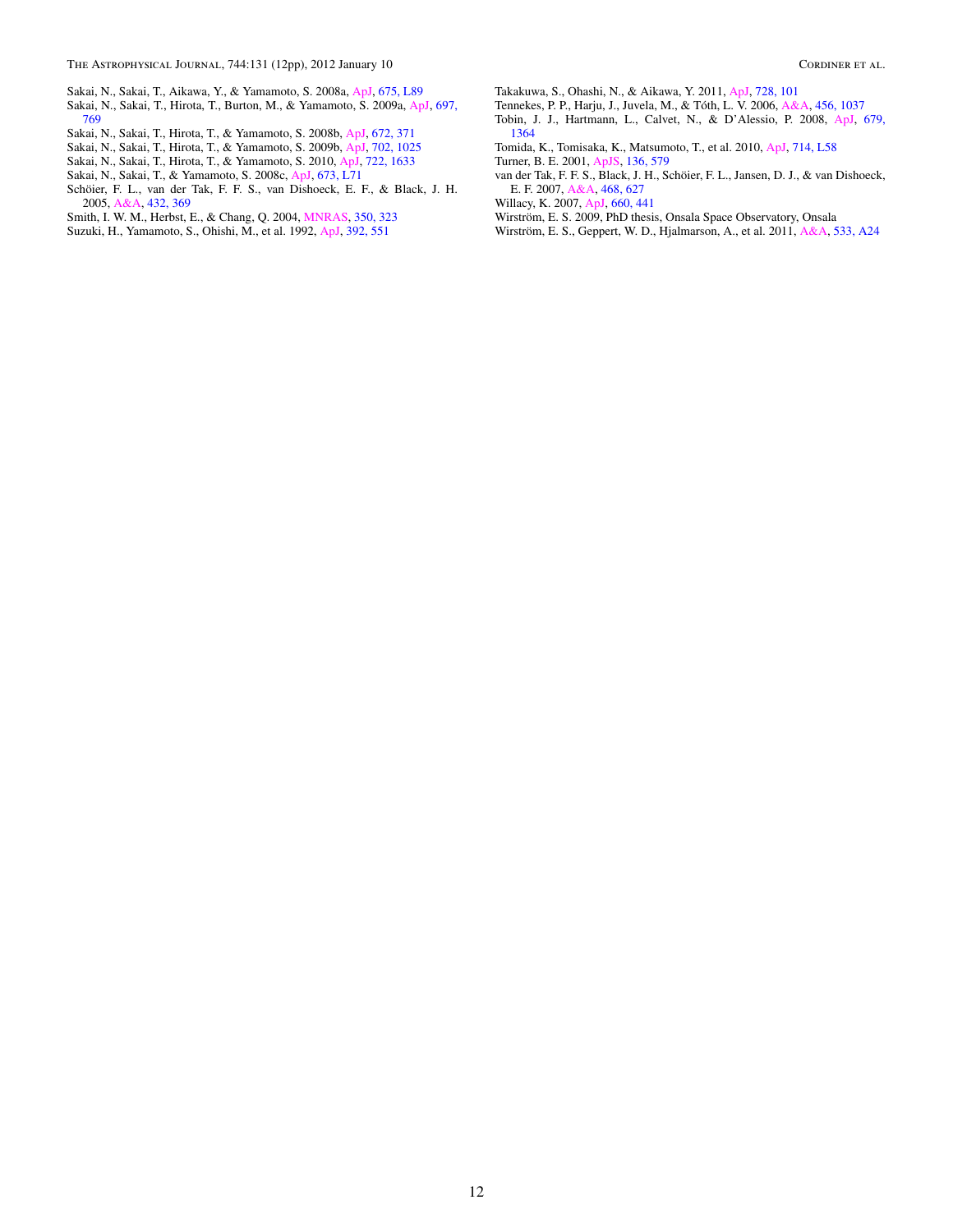Sakai, N., Sakai, T., Aikawa, Y., & Yamamoto, S. 2008a, ApJ, 675, L89

Sakai, N., Sakai, T., Hirota, T., Burton, M., & Yamamoto, S. 2009a, ApJ, 697, 769

Sakai, N., Sakai, T., Hirota, T., & Yamamoto, S. 2008b, ApJ, 672, 371

Sakai, N., Sakai, T., Hirota, T., & Yamamoto, S. 2009b, ApJ, 702, 1025

Sakai, N., Sakai, T., Hirota, T., & Yamamoto, S. 2010, ApJ, 722, 1633

Sakai, N., Sakai, T., & Yamamoto, S. 2008c, ApJ, 673, L71

Schöier, F. L., van der Tak, F. F. S., van Dishoeck, E. F., & Black, J. H. 2005, A&A, 432, 369

Smith, I. W. M., Herbst, E., & Chang, Q. 2004, MNRAS, 350, 323

Suzuki, H., Yamamoto, S., Ohishi, M., et al. 1992, ApJ, 392, 551

Takakuwa, S., Ohashi, N., & Aikawa, Y. 2011, ApJ, 728, 101

Tennekes, P. P., Harju, J., Juvela, M., & Tóth, L. V. 2006, A&A, 456, 1037

Tobin, J. J., Hartmann, L., Calvet, N., & D'Alessio, P. 2008, ApJ, 679, 1364

Tomida, K., Tomisaka, K., Matsumoto, T., et al. 2010, ApJ, 714, L58

Turner, B. E. 2001, ApJS, 136, 579

van der Tak, F. F. S., Black, J. H., Schöier, F. L., Jansen, D. J., & van Dishoeck, E. F. 2007, A&A, 468, 627

Willacy, K. 2007, ApJ, 660, 441

Wirström, E. S. 2009, PhD thesis, Onsala Space Observatory, Onsala

Wirström, E. S., Geppert, W. D., Hjalmarson, A., et al. 2011, A&A, 533, A24